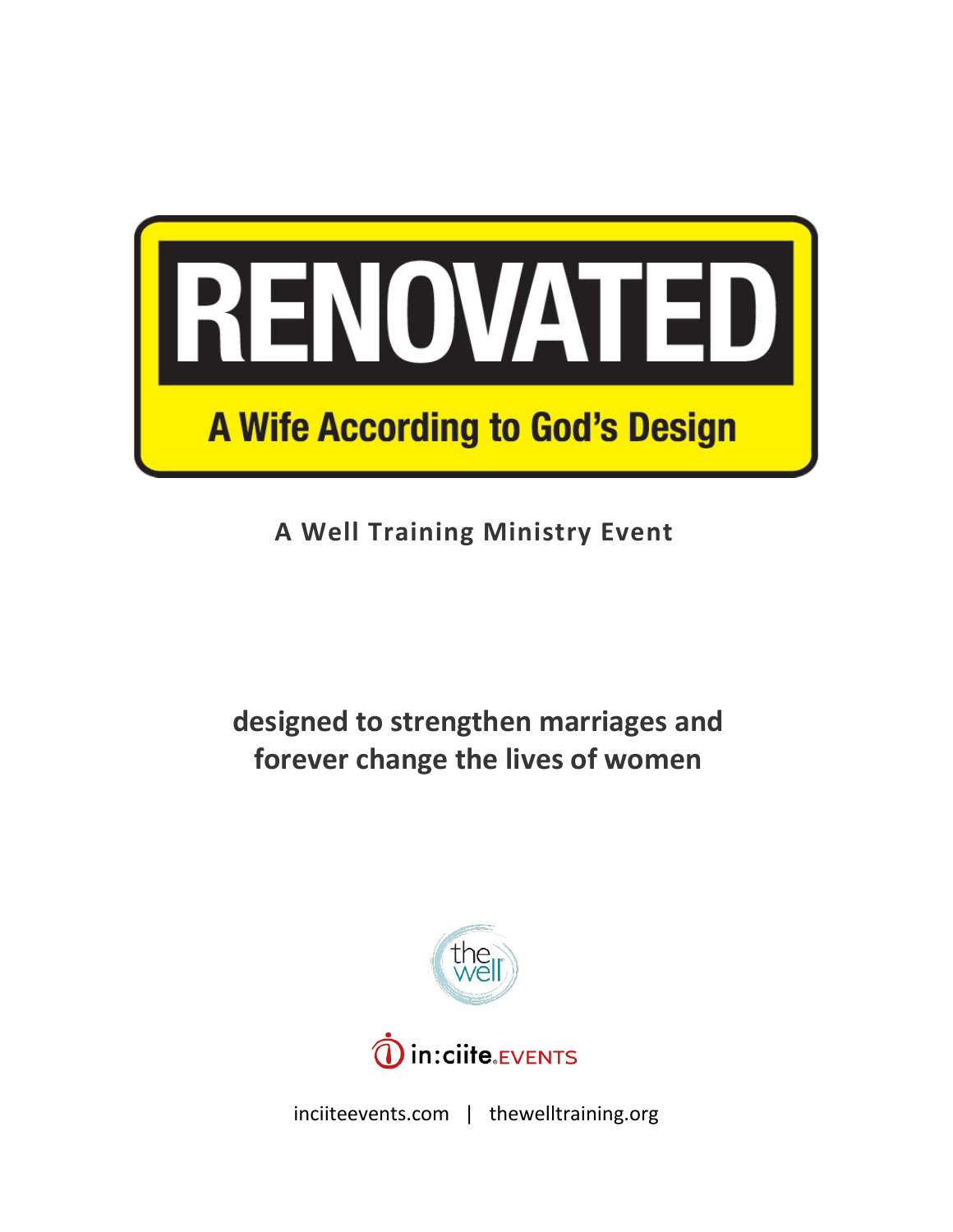# RENOVATED

## A Wife According to God's Design

**A Well Training Ministry Event**

**designed to strengthen marriages and forever change the lives of women**

the well

in:ciite EVENTS

inciiteevents.com | thewelltraining.org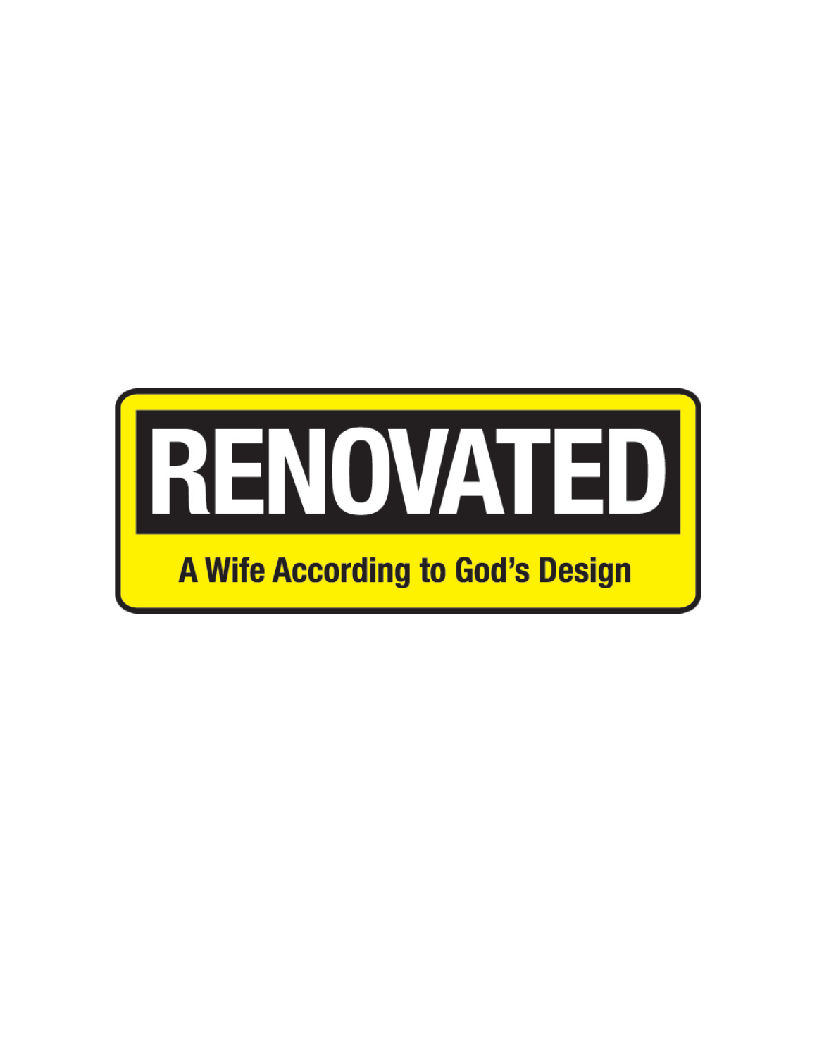# RENOVATED

## A Wife According to God's Design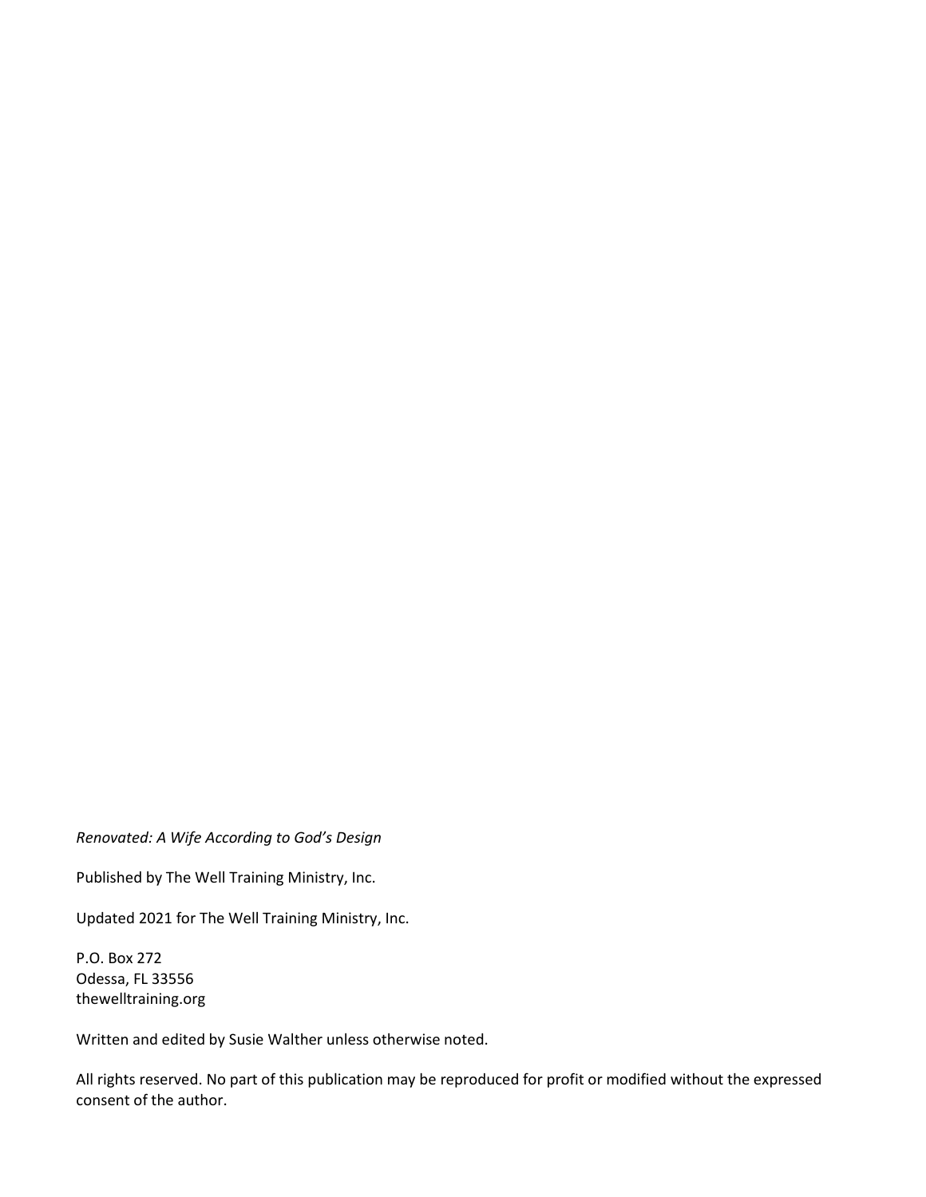*Renovated: A Wife According to God's Design*

Published by The Well Training Ministry, Inc.

Updated 2021 for The Well Training Ministry, Inc.

P.O. Box 272
Odessa, FL 33556
thewelltraining.org

Written and edited by Susie Walther unless otherwise noted.

All rights reserved. No part of this publication may be reproduced for profit or modified without the expressed consent of the author.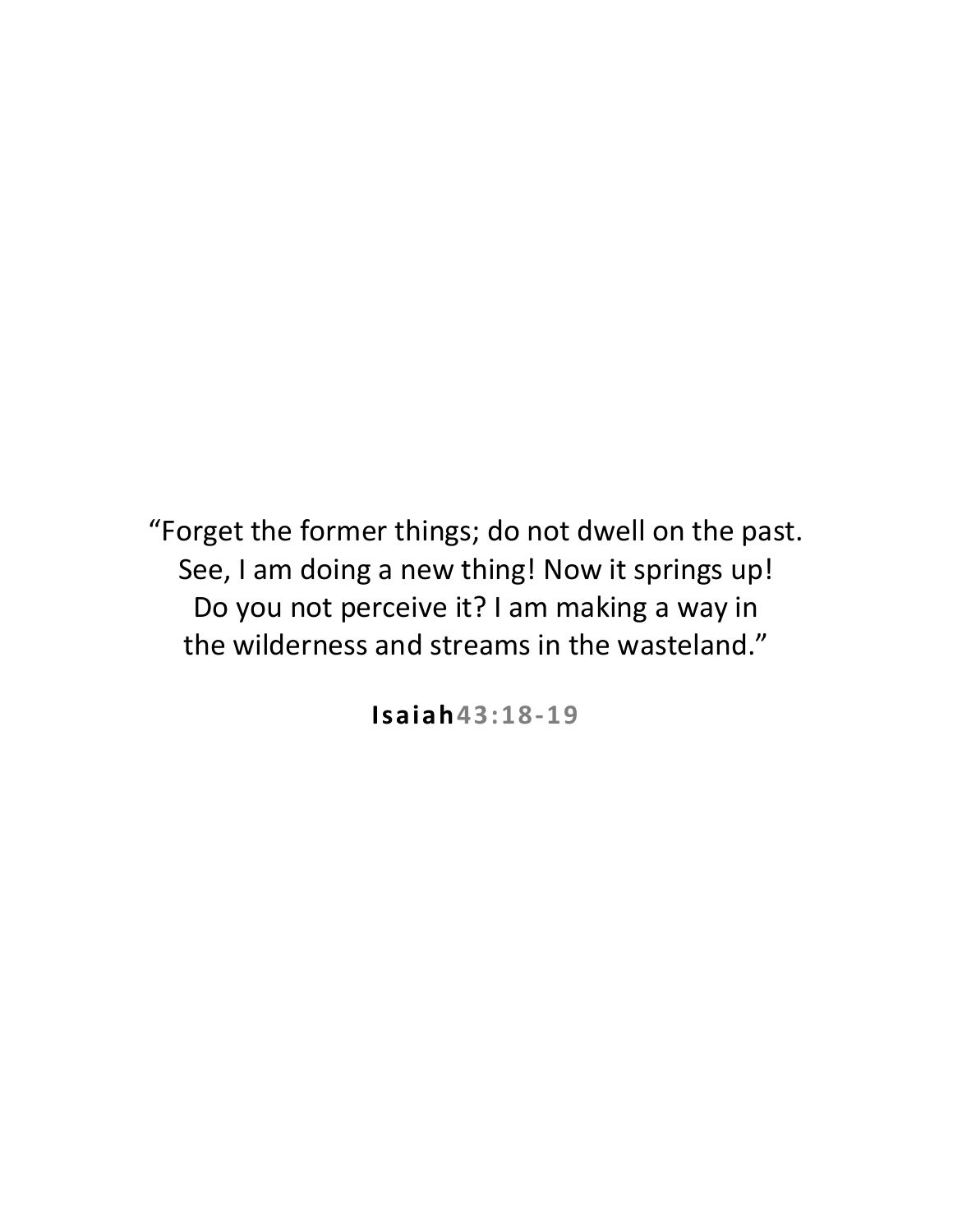“Forget the former things; do not dwell on the past.
See, I am doing a new thing! Now it springs up!
Do you not perceive it? I am making a way in
the wilderness and streams in the wasteland.”

**Isaiah 43:18-19**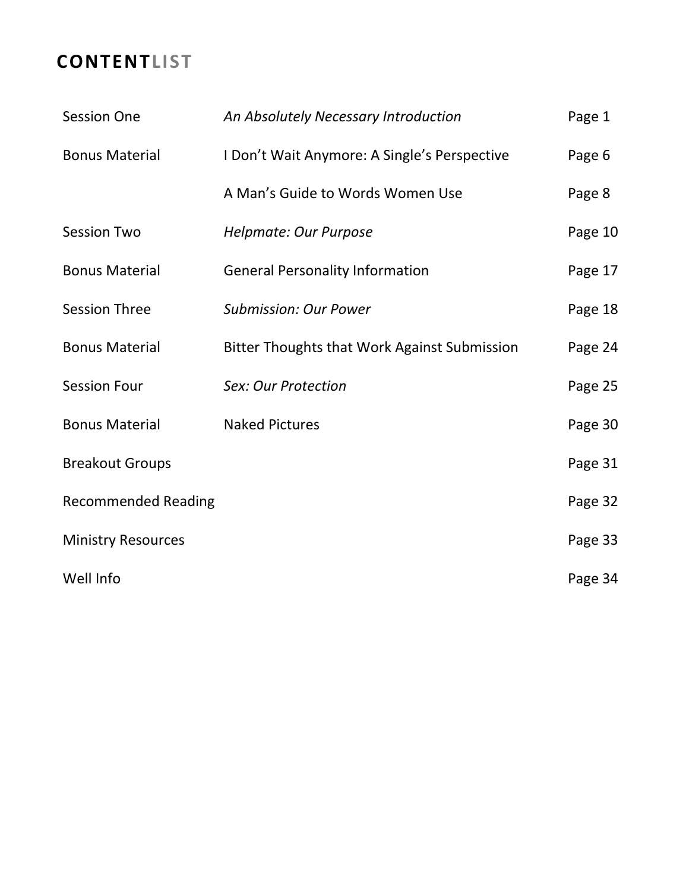## **CONTENT**LIST

| | | |
|---|---|---|
| Session One | *An Absolutely Necessary Introduction* | Page 1 |
| Bonus Material | I Don't Wait Anymore: A Single's Perspective | Page 6 |
| | A Man's Guide to Words Women Use | Page 8 |
| Session Two | *Helpmate: Our Purpose* | Page 10 |
| Bonus Material | General Personality Information | Page 17 |
| Session Three | *Submission: Our Power* | Page 18 |
| Bonus Material | Bitter Thoughts that Work Against Submission | Page 24 |
| Session Four | *Sex: Our Protection* | Page 25 |
| Bonus Material | Naked Pictures | Page 30 |
| Breakout Groups | | Page 31 |
| Recommended Reading | | Page 32 |
| Ministry Resources | | Page 33 |
| Well Info | | Page 34 |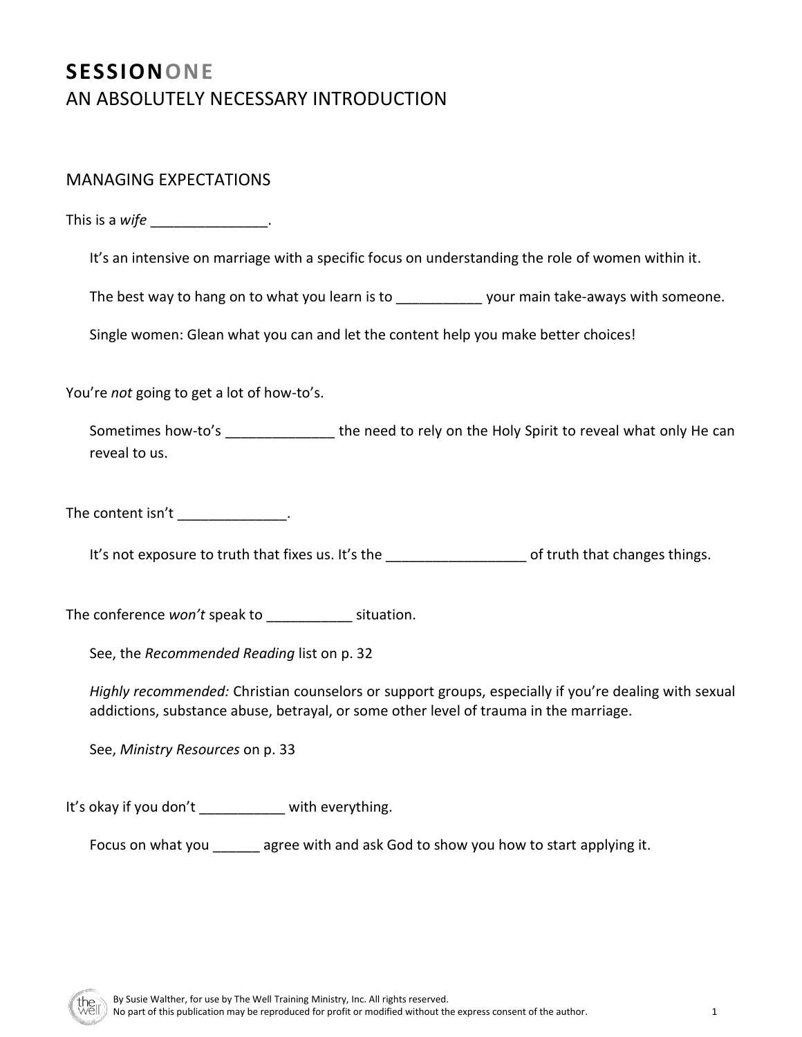# SESSION**ONE**
## AN ABSOLUTELY NECESSARY INTRODUCTION

### MANAGING EXPECTATIONS

This is a *wife* _______________.

It's an intensive on marriage with a specific focus on understanding the role of women within it.

The best way to hang on to what you learn is to ___________ your main take-aways with someone.

Single women: Glean what you can and let the content help you make better choices!

You're *not* going to get a lot of how-to's.

Sometimes how-to's _____________ the need to rely on the Holy Spirit to reveal what only He can reveal to us.

The content isn't ______________.

It's not exposure to truth that fixes us. It's the _________________ of truth that changes things.

The conference *won't* speak to ___________ situation.

See, the *Recommended Reading* list on p. 32

*Highly recommended:* Christian counselors or support groups, especially if you're dealing with sexual addictions, substance abuse, betrayal, or some other level of trauma in the marriage.

See, *Ministry Resources* on p. 33

It's okay if you don't ___________ with everything.

Focus on what you ______ agree with and ask God to show you how to start applying it.

By Susie Walther, for use by The Well Training Ministry, Inc. All rights reserved.
No part of this publication may be reproduced for profit or modified without the express consent of the author.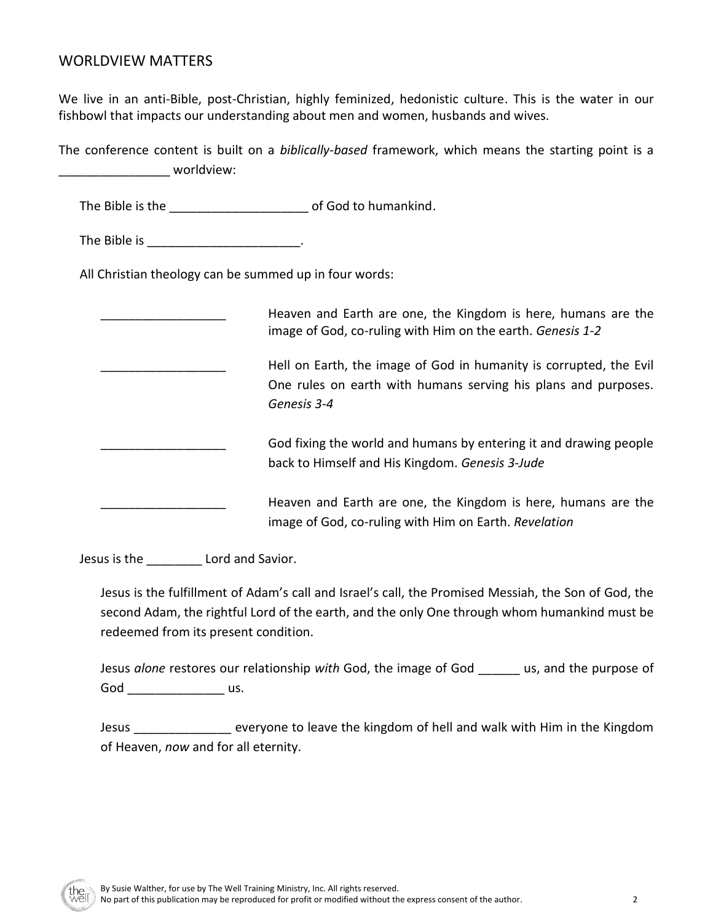## WORLDVIEW MATTERS

We live in an anti-Bible, post-Christian, highly feminized, hedonistic culture. This is the water in our fishbowl that impacts our understanding about men and women, husbands and wives.

The conference content is built on a *biblically-based* framework, which means the starting point is a ________________ worldview:

The Bible is the ____________________ of God to humankind.

The Bible is ______________________.

All Christian theology can be summed up in four words:

| | |
|---|---|
| __________________ | Heaven and Earth are one, the Kingdom is here, humans are the image of God, co-ruling with Him on the earth. *Genesis 1-2* |
| __________________ | Hell on Earth, the image of God in humanity is corrupted, the Evil One rules on earth with humans serving his plans and purposes. *Genesis 3-4* |
| __________________ | God fixing the world and humans by entering it and drawing people back to Himself and His Kingdom. *Genesis 3-Jude* |
| __________________ | Heaven and Earth are one, the Kingdom is here, humans are the image of God, co-ruling with Him on Earth. *Revelation* |

Jesus is the ________ Lord and Savior.

Jesus is the fulfillment of Adam's call and Israel's call, the Promised Messiah, the Son of God, the second Adam, the rightful Lord of the earth, and the only One through whom humankind must be redeemed from its present condition.

Jesus *alone* restores our relationship *with* God, the image of God ______ us, and the purpose of God ______________ us.

Jesus ______________ everyone to leave the kingdom of hell and walk with Him in the Kingdom of Heaven, *now* and for all eternity.

By Susie Walther, for use by The Well Training Ministry, Inc. All rights reserved.
No part of this publication may be reproduced for profit or modified without the express consent of the author.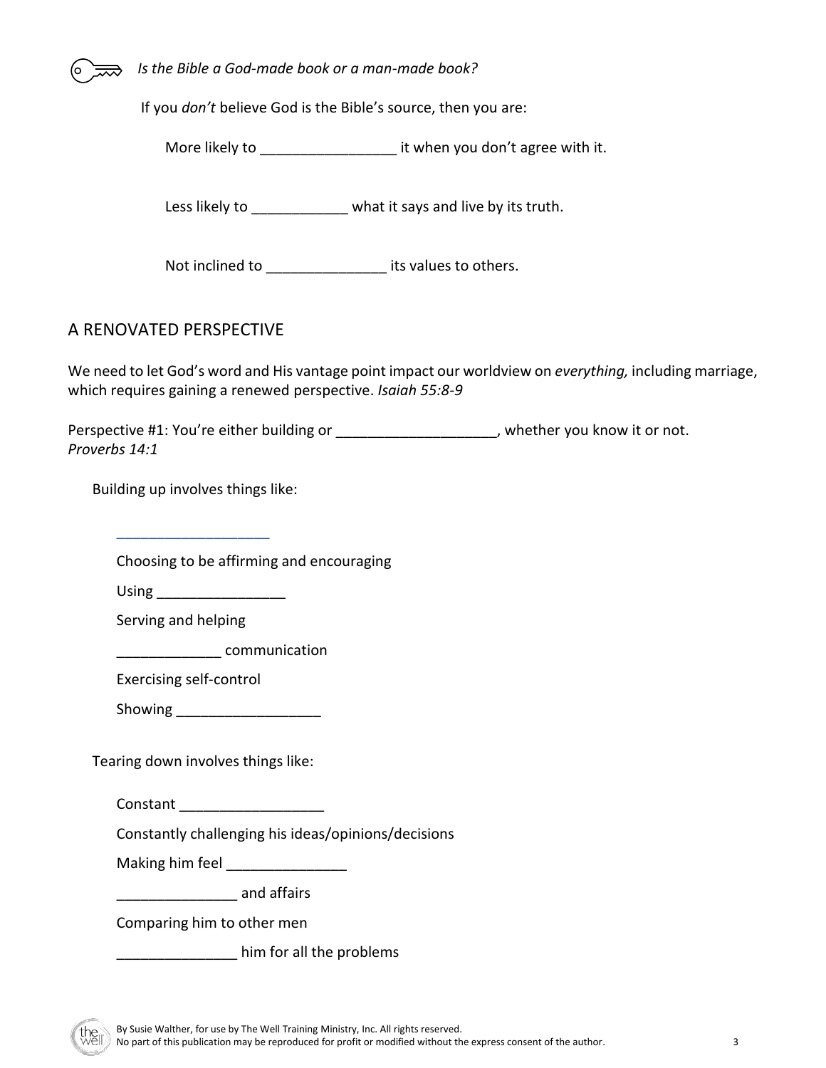*Is the Bible a God-made book or a man-made book?*

If you *don't* believe God is the Bible's source, then you are:

More likely to ________________ it when you don't agree with it.

Less likely to ___________ what it says and live by its truth.

Not inclined to ______________ its values to others.

## A RENOVATED PERSPECTIVE

We need to let God's word and His vantage point impact our worldview on *everything,* including marriage, which requires gaining a renewed perspective. *Isaiah 55:8-9*

Perspective #1: You're either building or ___________________, whether you know it or not. *Proverbs 14:1*

Building up involves things like:

___________________

Choosing to be affirming and encouraging

Using ________________

Serving and helping

____________ communication

Exercising self-control

Showing _________________

Tearing down involves things like:

Constant _________________

Constantly challenging his ideas/opinions/decisions

Making him feel ______________

______________ and affairs

Comparing him to other men

______________ him for all the problems

By Susie Walther, for use by The Well Training Ministry, Inc. All rights reserved.
No part of this publication may be reproduced for profit or modified without the express consent of the author.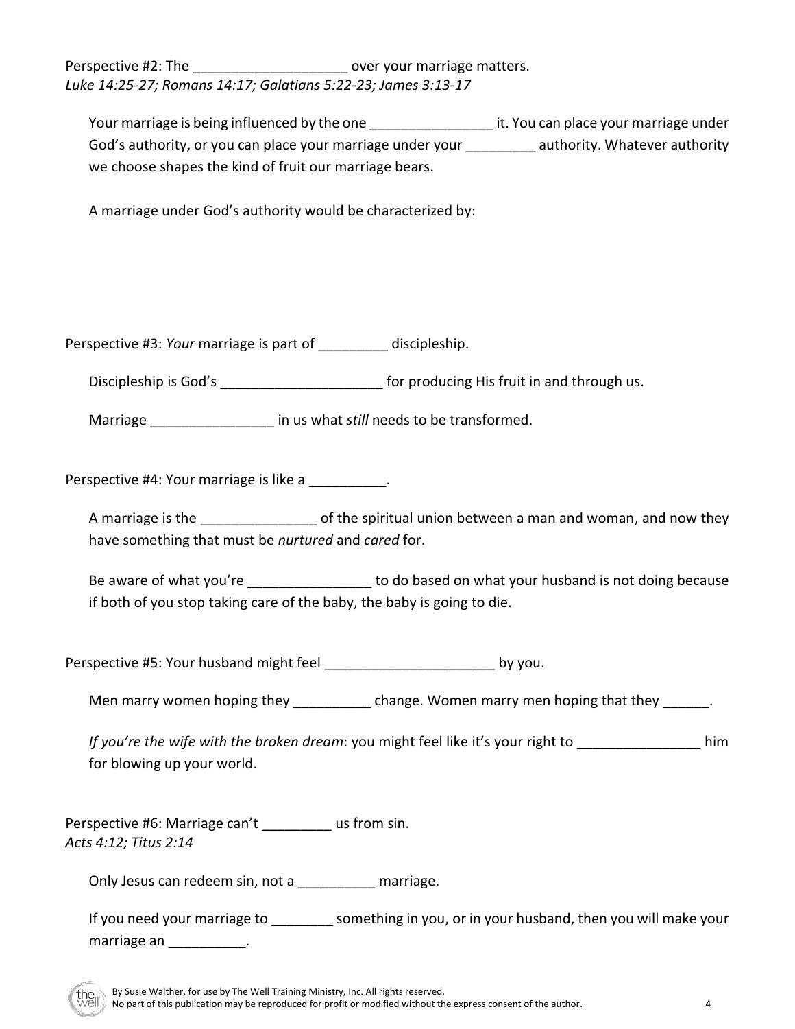Perspective #2: The ____________________ over your marriage matters.
*Luke 14:25-27; Romans 14:17; Galatians 5:22-23; James 3:13-17*

Your marriage is being influenced by the one ________________ it. You can place your marriage under God's authority, or you can place your marriage under your _________ authority. Whatever authority we choose shapes the kind of fruit our marriage bears.

A marriage under God's authority would be characterized by:

Perspective #3: *Your* marriage is part of _________ discipleship.

Discipleship is God's _____________________ for producing His fruit in and through us.

Marriage ________________ in us what *still* needs to be transformed.

Perspective #4: Your marriage is like a __________.

A marriage is the _______________ of the spiritual union between a man and woman, and now they have something that must be *nurtured* and *cared* for.

Be aware of what you're ________________ to do based on what your husband is not doing because if both of you stop taking care of the baby, the baby is going to die.

Perspective #5: Your husband might feel ______________________ by you.

Men marry women hoping they __________ change. Women marry men hoping that they ______.

*If you're the wife with the broken dream*: you might feel like it's your right to ________________ him for blowing up your world.

Perspective #6: Marriage can't _________ us from sin.
*Acts 4:12; Titus 2:14*

Only Jesus can redeem sin, not a __________ marriage.

If you need your marriage to ________ something in you, or in your husband, then you will make your marriage an __________.

By Susie Walther, for use by The Well Training Ministry, Inc. All rights reserved.
No part of this publication may be reproduced for profit or modified without the express consent of the author.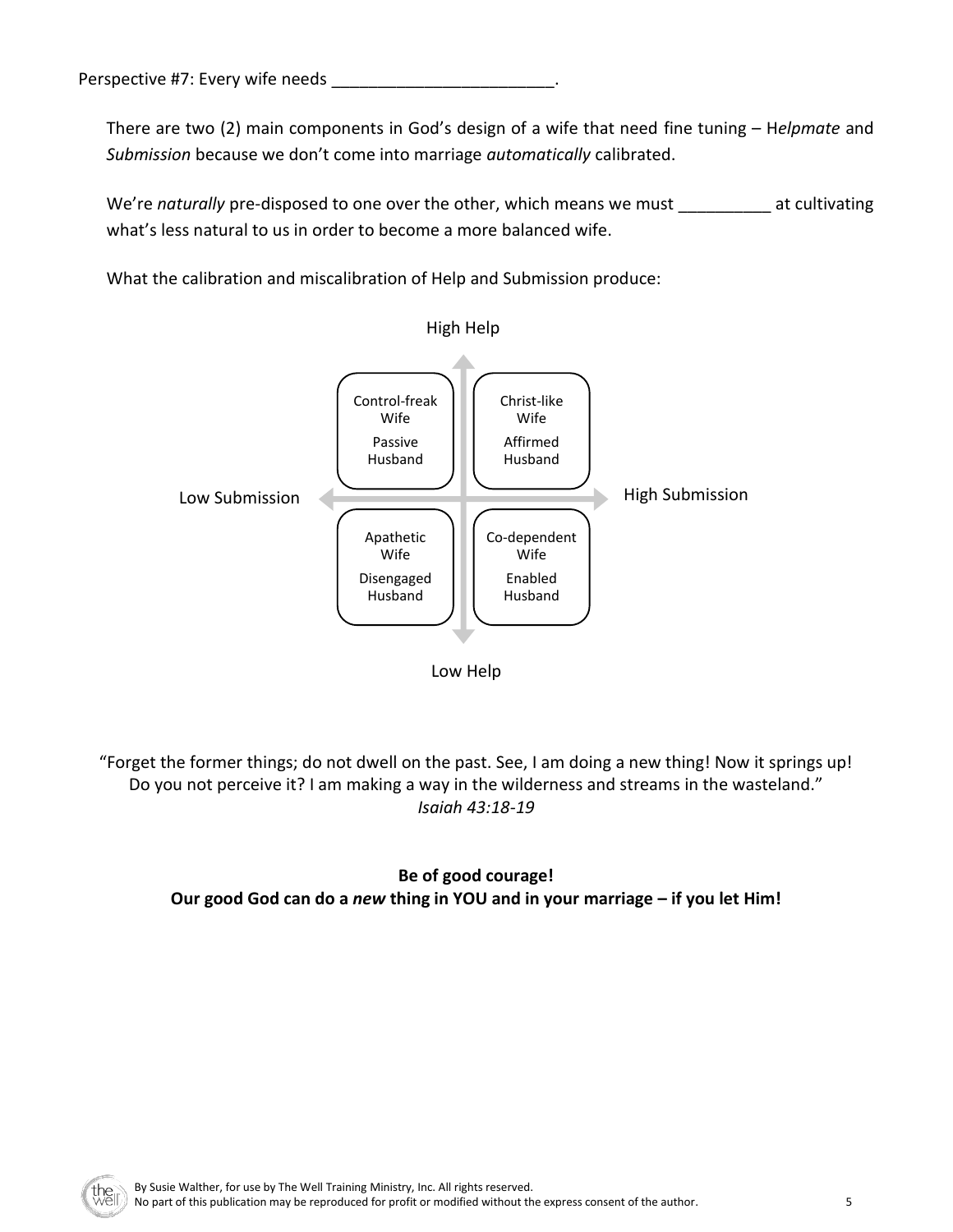Perspective #7: Every wife needs ________________________.

There are two (2) main components in God's design of a wife that need fine tuning – H*elpmate* and *Submission* because we don't come into marriage *automatically* calibrated.

We're *naturally* pre-disposed to one over the other, which means we must __________ at cultivating what's less natural to us in order to become a more balanced wife.

What the calibration and miscalibration of Help and Submission produce:

High Help

| | Low Submission | High Submission |
|---|---|---|
| **High Help** | Control-freak Wife<br>Passive Husband | Christ-like Wife<br>Affirmed Husband |
| **Low Help** | Apathetic Wife<br>Disengaged Husband | Co-dependent Wife<br>Enabled Husband |

Low Help

"Forget the former things; do not dwell on the past. See, I am doing a new thing! Now it springs up! Do you not perceive it? I am making a way in the wilderness and streams in the wasteland."
*Isaiah 43:18-19*

**Be of good courage!**
**Our good God can do a *new* thing in YOU and in your marriage – if you let Him!**

By Susie Walther, for use by The Well Training Ministry, Inc. All rights reserved.
No part of this publication may be reproduced for profit or modified without the express consent of the author.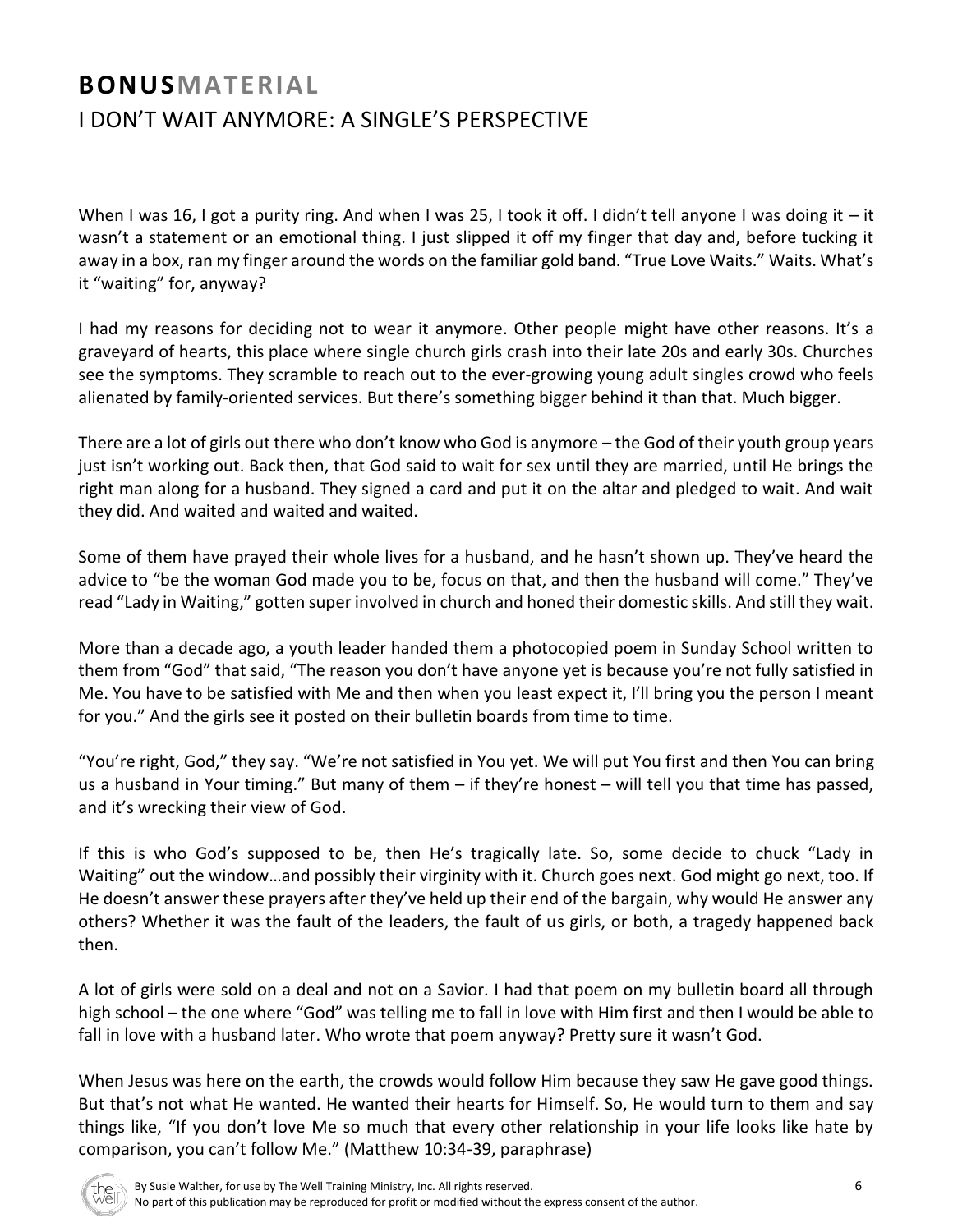## **BONUS**MATERIAL

## I DON'T WAIT ANYMORE: A SINGLE'S PERSPECTIVE

When I was 16, I got a purity ring. And when I was 25, I took it off. I didn't tell anyone I was doing it – it wasn't a statement or an emotional thing. I just slipped it off my finger that day and, before tucking it away in a box, ran my finger around the words on the familiar gold band. "True Love Waits." Waits. What's it "waiting" for, anyway?

I had my reasons for deciding not to wear it anymore. Other people might have other reasons. It's a graveyard of hearts, this place where single church girls crash into their late 20s and early 30s. Churches see the symptoms. They scramble to reach out to the ever-growing young adult singles crowd who feels alienated by family-oriented services. But there's something bigger behind it than that. Much bigger.

There are a lot of girls out there who don't know who God is anymore – the God of their youth group years just isn't working out. Back then, that God said to wait for sex until they are married, until He brings the right man along for a husband. They signed a card and put it on the altar and pledged to wait. And wait they did. And waited and waited and waited.

Some of them have prayed their whole lives for a husband, and he hasn't shown up. They've heard the advice to "be the woman God made you to be, focus on that, and then the husband will come." They've read "Lady in Waiting," gotten super involved in church and honed their domestic skills. And still they wait.

More than a decade ago, a youth leader handed them a photocopied poem in Sunday School written to them from "God" that said, "The reason you don't have anyone yet is because you're not fully satisfied in Me. You have to be satisfied with Me and then when you least expect it, I'll bring you the person I meant for you." And the girls see it posted on their bulletin boards from time to time.

"You're right, God," they say. "We're not satisfied in You yet. We will put You first and then You can bring us a husband in Your timing." But many of them – if they're honest – will tell you that time has passed, and it's wrecking their view of God.

If this is who God's supposed to be, then He's tragically late. So, some decide to chuck "Lady in Waiting" out the window…and possibly their virginity with it. Church goes next. God might go next, too. If He doesn't answer these prayers after they've held up their end of the bargain, why would He answer any others? Whether it was the fault of the leaders, the fault of us girls, or both, a tragedy happened back then.

A lot of girls were sold on a deal and not on a Savior. I had that poem on my bulletin board all through high school – the one where "God" was telling me to fall in love with Him first and then I would be able to fall in love with a husband later. Who wrote that poem anyway? Pretty sure it wasn't God.

When Jesus was here on the earth, the crowds would follow Him because they saw He gave good things. But that's not what He wanted. He wanted their hearts for Himself. So, He would turn to them and say things like, "If you don't love Me so much that every other relationship in your life looks like hate by comparison, you can't follow Me." (Matthew 10:34-39, paraphrase)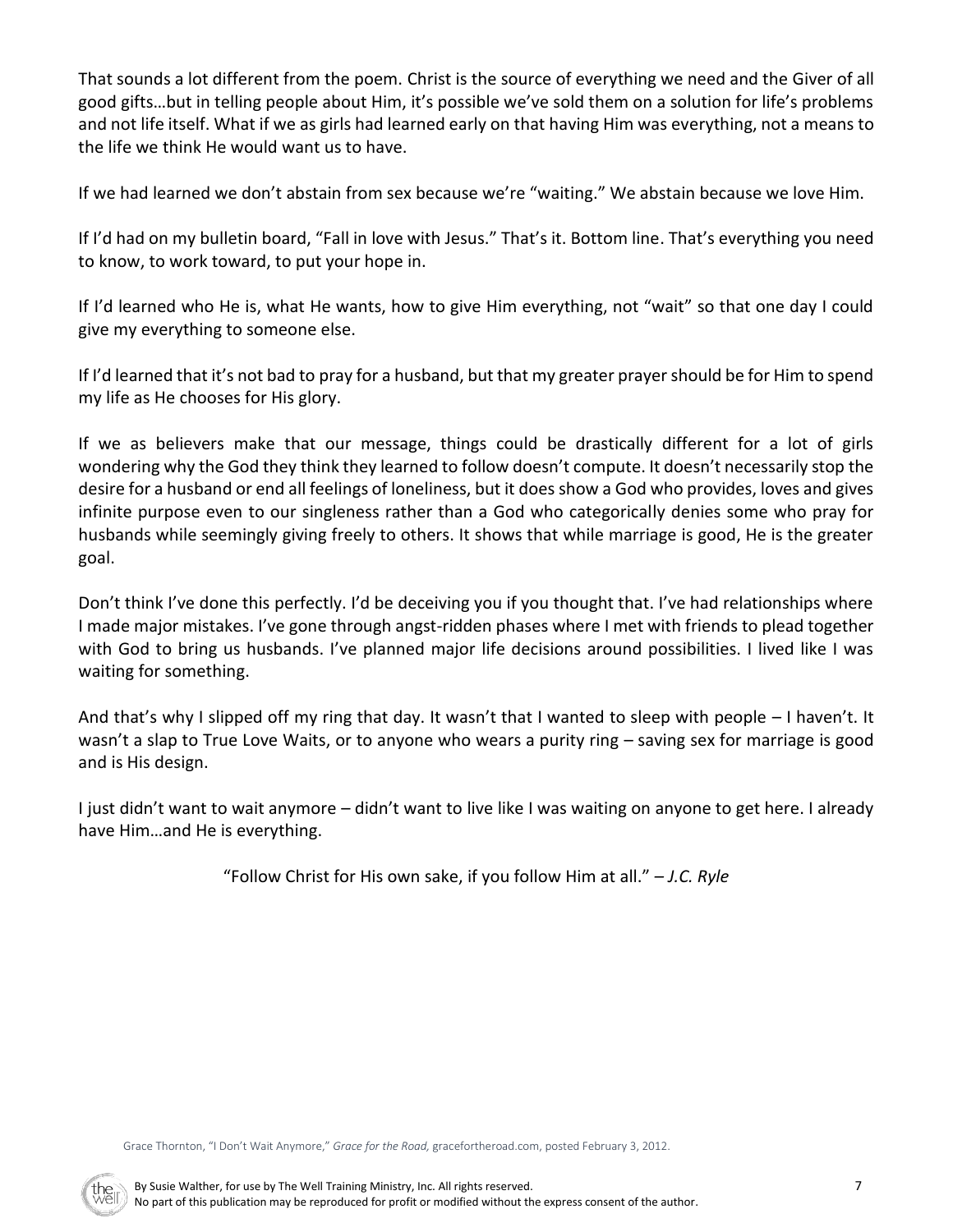That sounds a lot different from the poem. Christ is the source of everything we need and the Giver of all good gifts…but in telling people about Him, it's possible we've sold them on a solution for life's problems and not life itself. What if we as girls had learned early on that having Him was everything, not a means to the life we think He would want us to have.

If we had learned we don't abstain from sex because we're "waiting." We abstain because we love Him.

If I'd had on my bulletin board, "Fall in love with Jesus." That's it. Bottom line. That's everything you need to know, to work toward, to put your hope in.

If I'd learned who He is, what He wants, how to give Him everything, not "wait" so that one day I could give my everything to someone else.

If I'd learned that it's not bad to pray for a husband, but that my greater prayer should be for Him to spend my life as He chooses for His glory.

If we as believers make that our message, things could be drastically different for a lot of girls wondering why the God they think they learned to follow doesn't compute. It doesn't necessarily stop the desire for a husband or end all feelings of loneliness, but it does show a God who provides, loves and gives infinite purpose even to our singleness rather than a God who categorically denies some who pray for husbands while seemingly giving freely to others. It shows that while marriage is good, He is the greater goal.

Don't think I've done this perfectly. I'd be deceiving you if you thought that. I've had relationships where I made major mistakes. I've gone through angst-ridden phases where I met with friends to plead together with God to bring us husbands. I've planned major life decisions around possibilities. I lived like I was waiting for something.

And that's why I slipped off my ring that day. It wasn't that I wanted to sleep with people – I haven't. It wasn't a slap to True Love Waits, or to anyone who wears a purity ring – saving sex for marriage is good and is His design.

I just didn't want to wait anymore – didn't want to live like I was waiting on anyone to get here. I already have Him…and He is everything.

"Follow Christ for His own sake, if you follow Him at all." – *J.C. Ryle*

Grace Thornton, "I Don't Wait Anymore," *Grace for the Road,* gracefortheroad.com, posted February 3, 2012.

By Susie Walther, for use by The Well Training Ministry, Inc. All rights reserved.
No part of this publication may be reproduced for profit or modified without the express consent of the author.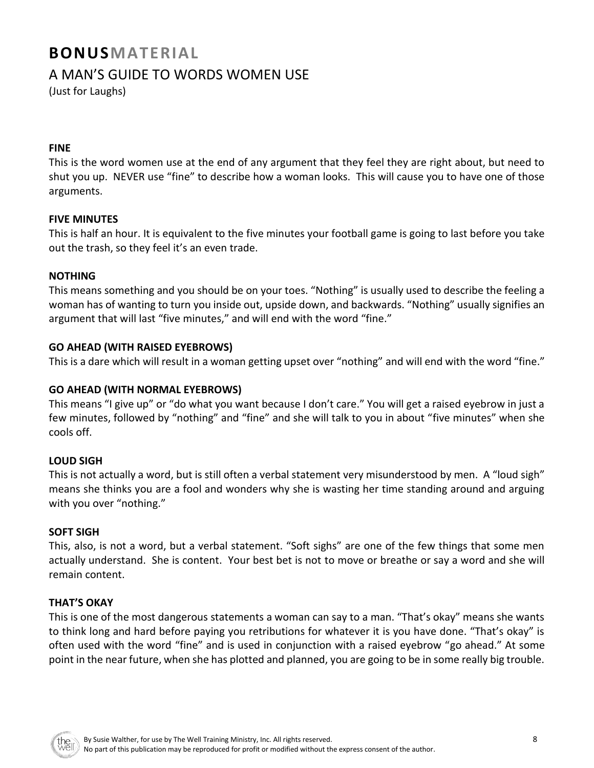# BONUSMATERIAL

## A MAN'S GUIDE TO WORDS WOMEN USE

(Just for Laughs)

**FINE**

This is the word women use at the end of any argument that they feel they are right about, but need to shut you up. NEVER use "fine" to describe how a woman looks. This will cause you to have one of those arguments.

**FIVE MINUTES**

This is half an hour. It is equivalent to the five minutes your football game is going to last before you take out the trash, so they feel it's an even trade.

**NOTHING**

This means something and you should be on your toes. "Nothing" is usually used to describe the feeling a woman has of wanting to turn you inside out, upside down, and backwards. "Nothing" usually signifies an argument that will last "five minutes," and will end with the word "fine."

**GO AHEAD (WITH RAISED EYEBROWS)**

This is a dare which will result in a woman getting upset over "nothing" and will end with the word "fine."

**GO AHEAD (WITH NORMAL EYEBROWS)**

This means "I give up" or "do what you want because I don't care." You will get a raised eyebrow in just a few minutes, followed by "nothing" and "fine" and she will talk to you in about "five minutes" when she cools off.

**LOUD SIGH**

This is not actually a word, but is still often a verbal statement very misunderstood by men. A "loud sigh" means she thinks you are a fool and wonders why she is wasting her time standing around and arguing with you over "nothing."

**SOFT SIGH**

This, also, is not a word, but a verbal statement. "Soft sighs" are one of the few things that some men actually understand. She is content. Your best bet is not to move or breathe or say a word and she will remain content.

**THAT'S OKAY**

This is one of the most dangerous statements a woman can say to a man. "That's okay" means she wants to think long and hard before paying you retributions for whatever it is you have done. "That's okay" is often used with the word "fine" and is used in conjunction with a raised eyebrow "go ahead." At some point in the near future, when she has plotted and planned, you are going to be in some really big trouble.

By Susie Walther, for use by The Well Training Ministry, Inc. All rights reserved.
No part of this publication may be reproduced for profit or modified without the express consent of the author.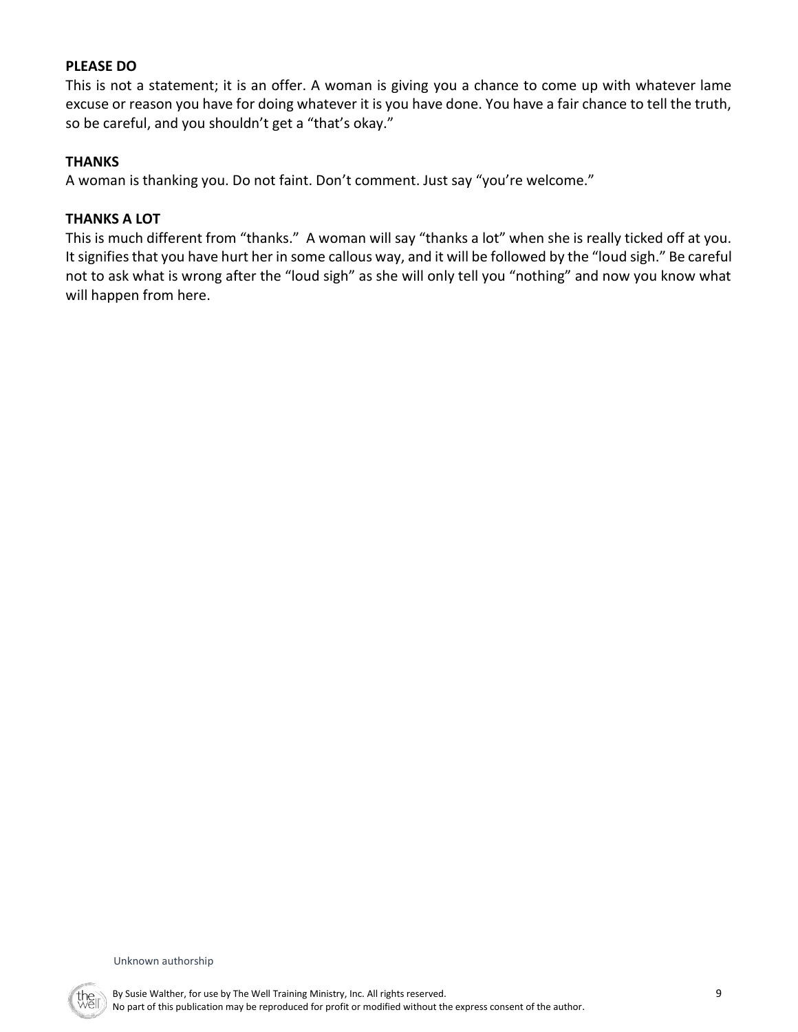**PLEASE DO**

This is not a statement; it is an offer. A woman is giving you a chance to come up with whatever lame excuse or reason you have for doing whatever it is you have done. You have a fair chance to tell the truth, so be careful, and you shouldn't get a "that's okay."

**THANKS**

A woman is thanking you. Do not faint. Don't comment. Just say "you're welcome."

**THANKS A LOT**

This is much different from "thanks." A woman will say "thanks a lot" when she is really ticked off at you. It signifies that you have hurt her in some callous way, and it will be followed by the "loud sigh." Be careful not to ask what is wrong after the "loud sigh" as she will only tell you "nothing" and now you know what will happen from here.

Unknown authorship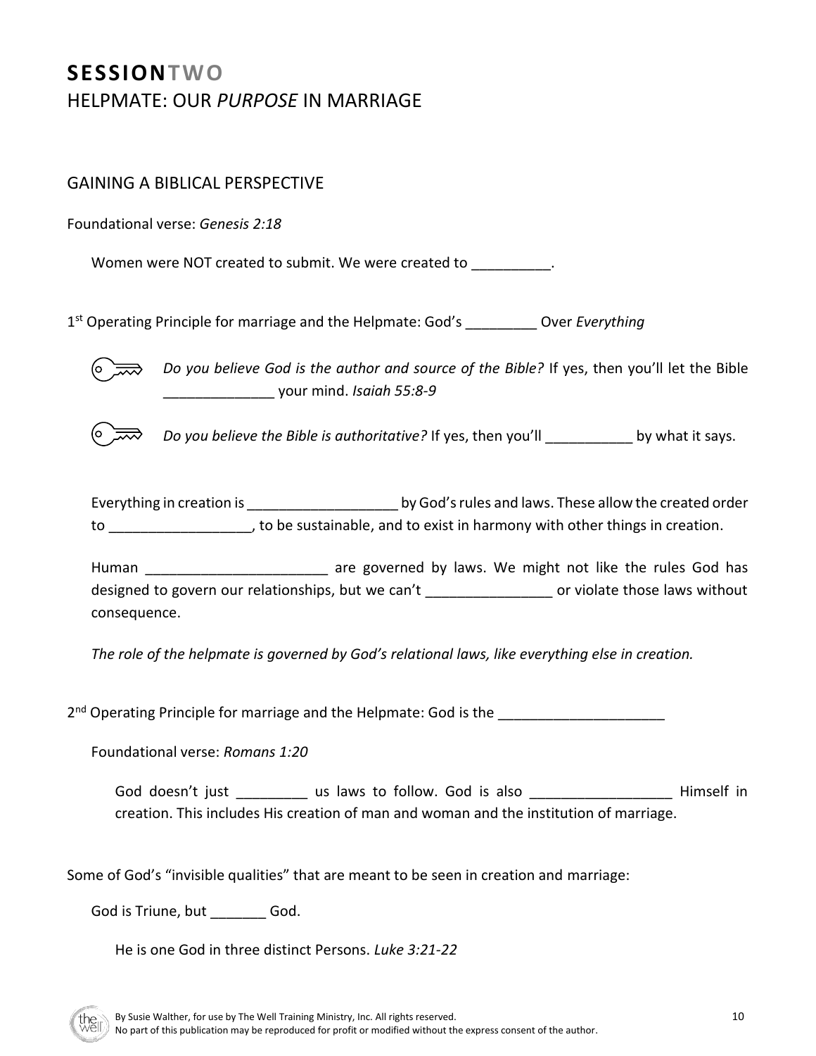# **SESSION**TWO

## HELPMATE: OUR *PURPOSE* IN MARRIAGE

### GAINING A BIBLICAL PERSPECTIVE

Foundational verse: *Genesis 2:18*

Women were NOT created to submit. We were created to __________.

1st Operating Principle for marriage and the Helpmate: God's _________ Over *Everything*

*Do you believe God is the author and source of the Bible?* If yes, then you'll let the Bible ______________ your mind. *Isaiah 55:8-9*

*Do you believe the Bible is authoritative?* If yes, then you'll ___________ by what it says.

Everything in creation is ___________________ by God's rules and laws. These allow the created order to __________________, to be sustainable, and to exist in harmony with other things in creation.

Human _______________________ are governed by laws. We might not like the rules God has designed to govern our relationships, but we can't ________________ or violate those laws without consequence.

*The role of the helpmate is governed by God's relational laws, like everything else in creation.*

2nd Operating Principle for marriage and the Helpmate: God is the _____________________

Foundational verse: *Romans 1:20*

God doesn't just _________ us laws to follow. God is also __________________ Himself in creation. This includes His creation of man and woman and the institution of marriage.

Some of God's "invisible qualities" that are meant to be seen in creation and marriage:

God is Triune, but _______ God.

He is one God in three distinct Persons. *Luke 3:21-22*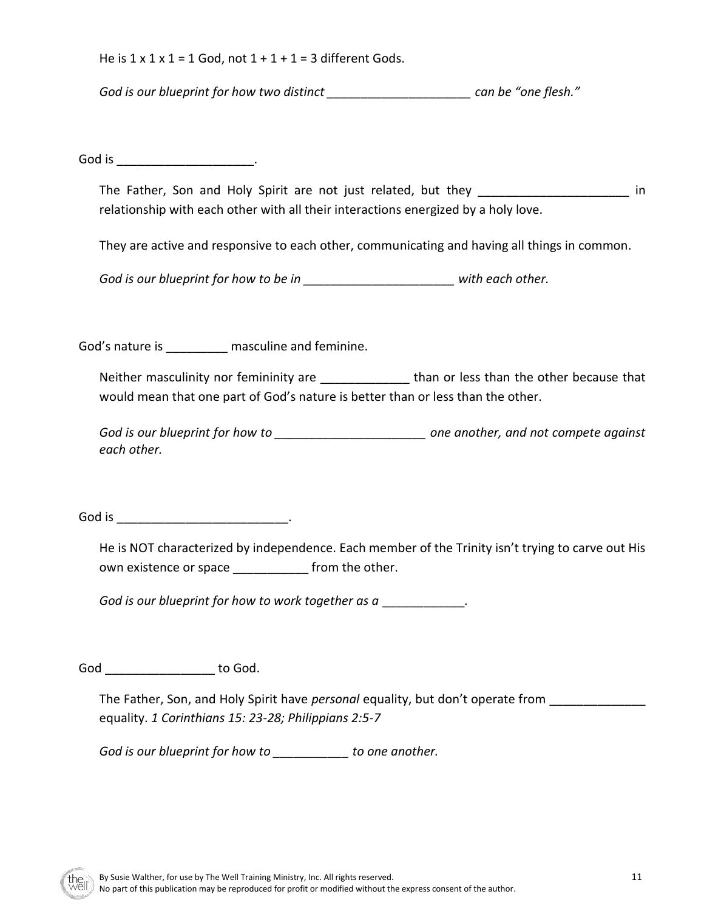He is 1 x 1 x 1 = 1 God, not 1 + 1 + 1 = 3 different Gods.

*God is our blueprint for how two distinct _____________________ can be "one flesh."*

God is ____________________.

The Father, Son and Holy Spirit are not just related, but they ______________________ in relationship with each other with all their interactions energized by a holy love.

They are active and responsive to each other, communicating and having all things in common.

*God is our blueprint for how to be in ______________________ with each other.*

God's nature is _________ masculine and feminine.

Neither masculinity nor femininity are _____________ than or less than the other because that would mean that one part of God's nature is better than or less than the other.

*God is our blueprint for how to ______________________ one another, and not compete against each other.*

God is _________________________.

He is NOT characterized by independence. Each member of the Trinity isn't trying to carve out His own existence or space ___________ from the other.

*God is our blueprint for how to work together as a ____________.*

God ________________ to God.

The Father, Son, and Holy Spirit have *personal* equality, but don't operate from ______________ equality. *1 Corinthians 15: 23-28; Philippians 2:5-7*

*God is our blueprint for how to ___________ to one another.*

By Susie Walther, for use by The Well Training Ministry, Inc. All rights reserved.
No part of this publication may be reproduced for profit or modified without the express consent of the author.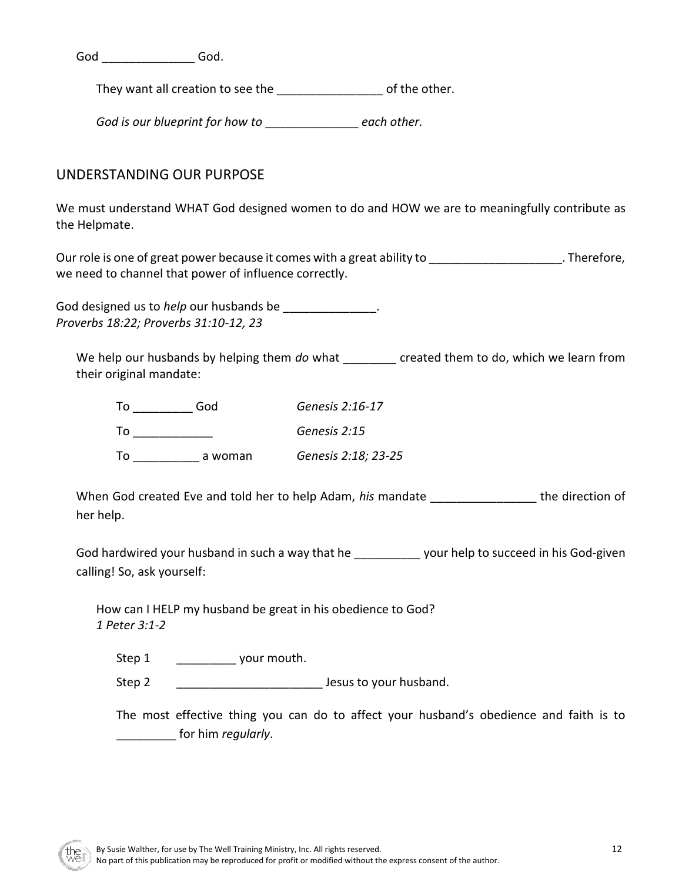God ______________ God.

They want all creation to see the ________________ of the other.

*God is our blueprint for how to ______________ each other.*

## UNDERSTANDING OUR PURPOSE

We must understand WHAT God designed women to do and HOW we are to meaningfully contribute as the Helpmate.

Our role is one of great power because it comes with a great ability to ____________________. Therefore, we need to channel that power of influence correctly.

God designed us to *help* our husbands be ______________.
*Proverbs 18:22; Proverbs 31:10-12, 23*

We help our husbands by helping them *do* what ________ created them to do, which we learn from their original mandate:

| | |
|---|---|
| To _________ God | *Genesis 2:16-17* |
| To ____________ | *Genesis 2:15* |
| To __________ a woman | *Genesis 2:18; 23-25* |

When God created Eve and told her to help Adam, *his* mandate ________________ the direction of her help.

God hardwired your husband in such a way that he __________ your help to succeed in his God-given calling! So, ask yourself:

How can I HELP my husband be great in his obedience to God?
*1 Peter 3:1-2*

Step 1 _________ your mouth.

Step 2 ______________________ Jesus to your husband.

The most effective thing you can do to affect your husband's obedience and faith is to _________ for him *regularly*.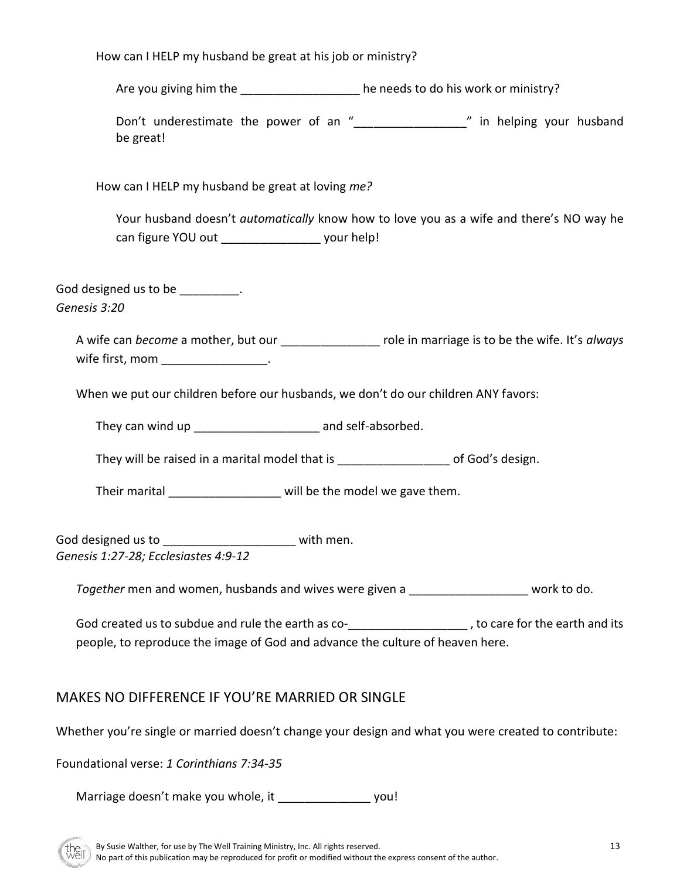How can I HELP my husband be great at his job or ministry?

Are you giving him the __________________ he needs to do his work or ministry?

Don't underestimate the power of an "_________________" in helping your husband be great!

How can I HELP my husband be great at loving *me?*

Your husband doesn't *automatically* know how to love you as a wife and there's NO way he can figure YOU out _______________ your help!

God designed us to be _________.
*Genesis 3:20*

A wife can *become* a mother, but our _______________ role in marriage is to be the wife. It's *always* wife first, mom ________________.

When we put our children before our husbands, we don't do our children ANY favors:

They can wind up ___________________ and self-absorbed.

They will be raised in a marital model that is _________________ of God's design.

Their marital _________________ will be the model we gave them.

God designed us to ____________________ with men.
*Genesis 1:27-28; Ecclesiastes 4:9-12*

*Together* men and women, husbands and wives were given a __________________ work to do.

God created us to subdue and rule the earth as co-__________________ , to care for the earth and its people, to reproduce the image of God and advance the culture of heaven here.

## MAKES NO DIFFERENCE IF YOU'RE MARRIED OR SINGLE

Whether you're single or married doesn't change your design and what you were created to contribute:

Foundational verse: *1 Corinthians 7:34-35*

Marriage doesn't make you whole, it ______________ you!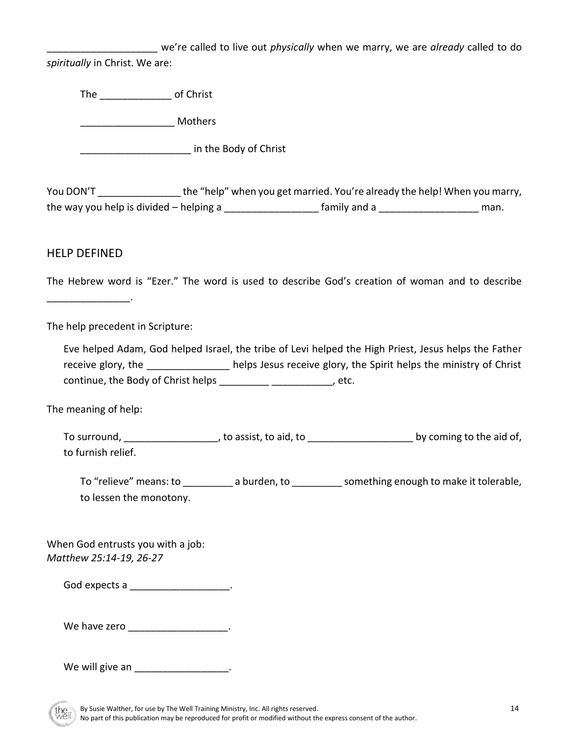____________________ we're called to live out *physically* when we marry, we are *already* called to do *spiritually* in Christ. We are:

The _____________ of Christ

_________________ Mothers

____________________ in the Body of Christ

You DON'T _______________ the "help" when you get married. You're already the help! When you marry, the way you help is divided – helping a _________________ family and a __________________ man.

## HELP DEFINED

The Hebrew word is "Ezer." The word is used to describe God's creation of woman and to describe _______________.

The help precedent in Scripture:

Eve helped Adam, God helped Israel, the tribe of Levi helped the High Priest, Jesus helps the Father receive glory, the _______________ helps Jesus receive glory, the Spirit helps the ministry of Christ continue, the Body of Christ helps _________ ___________, etc.

The meaning of help:

To surround, _________________, to assist, to aid, to ___________________ by coming to the aid of, to furnish relief.

To "relieve" means: to _________ a burden, to _________ something enough to make it tolerable, to lessen the monotony.

When God entrusts you with a job:
*Matthew 25:14-19, 26-27*

God expects a __________________.

We have zero __________________.

We will give an _________________.

By Susie Walther, for use by The Well Training Ministry, Inc. All rights reserved.
No part of this publication may be reproduced for profit or modified without the express consent of the author.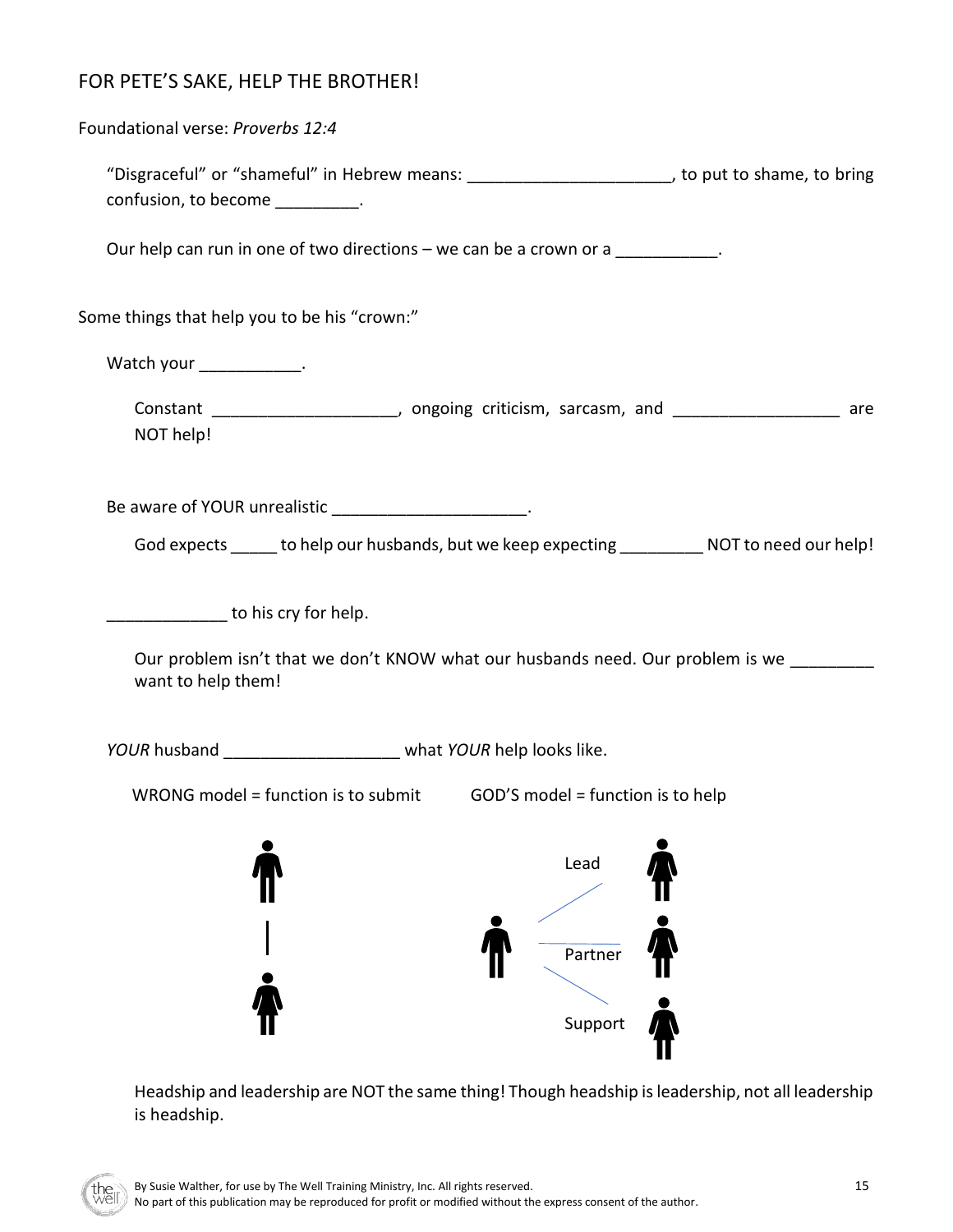## FOR PETE'S SAKE, HELP THE BROTHER!

Foundational verse: *Proverbs 12:4*

"Disgraceful" or "shameful" in Hebrew means: ______________________, to put to shame, to bring confusion, to become _________.

Our help can run in one of two directions – we can be a crown or a ___________.

Some things that help you to be his "crown:"

Watch your ___________.

Constant ____________________, ongoing criticism, sarcasm, and __________________ are NOT help!

Be aware of YOUR unrealistic _____________________.

God expects _____ to help our husbands, but we keep expecting _________ NOT to need our help!

_____________ to his cry for help.

Our problem isn't that we don't KNOW what our husbands need. Our problem is we _________ want to help them!

*YOUR* husband ___________________ what *YOUR* help looks like.

WRONG model = function is to submit

GOD'S model = function is to help

Lead

Partner

Support

Headship and leadership are NOT the same thing! Though headship is leadership, not all leadership is headship.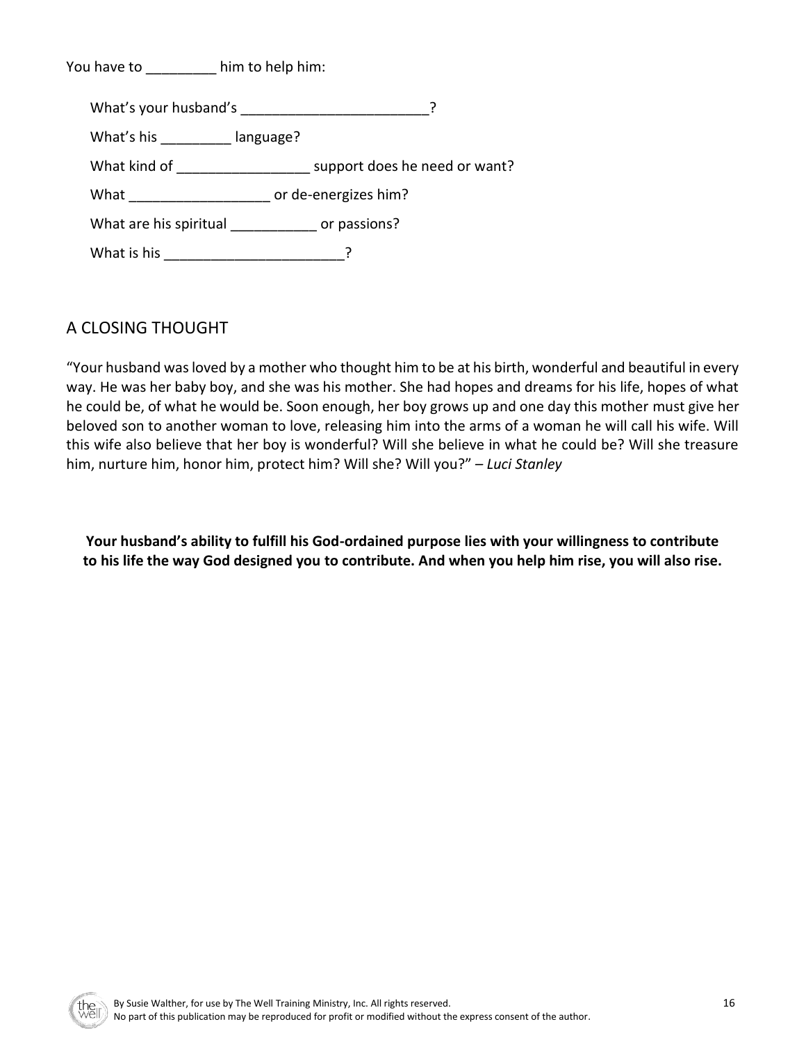You have to _________ him to help him:

What's your husband's ________________________?

What's his _________ language?

What kind of ________________ support does he need or want?

What __________________ or de-energizes him?

What are his spiritual ___________ or passions?

What is his ______________________?

## A CLOSING THOUGHT

"Your husband was loved by a mother who thought him to be at his birth, wonderful and beautiful in every way. He was her baby boy, and she was his mother. She had hopes and dreams for his life, hopes of what he could be, of what he would be. Soon enough, her boy grows up and one day this mother must give her beloved son to another woman to love, releasing him into the arms of a woman he will call his wife. Will this wife also believe that her boy is wonderful? Will she believe in what he could be? Will she treasure him, nurture him, honor him, protect him? Will she? Will you?" – *Luci Stanley*

**Your husband's ability to fulfill his God-ordained purpose lies with your willingness to contribute to his life the way God designed you to contribute. And when you help him rise, you will also rise.**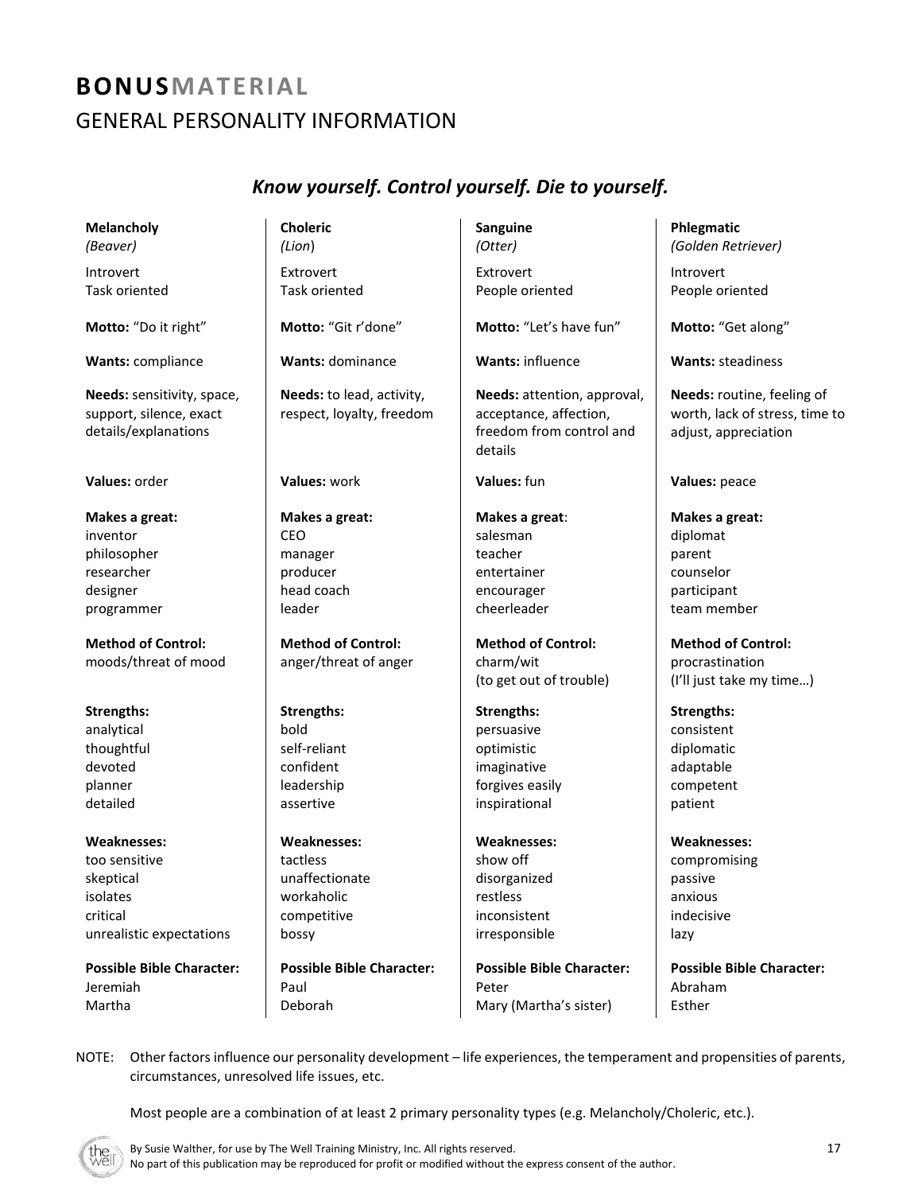# **BONUS**MATERIAL

## GENERAL PERSONALITY INFORMATION

### *Know yourself. Control yourself. Die to yourself.*

| **Melancholy** *(Beaver)* | **Choleric** *(Lion)* | **Sanguine** *(Otter)* | **Phlegmatic** *(Golden Retriever)* |
|---|---|---|---|
| Introvert<br>Task oriented | Extrovert<br>Task oriented | Extrovert<br>People oriented | Introvert<br>People oriented |
| **Motto:** "Do it right" | **Motto:** "Git r'done" | **Motto:** "Let's have fun" | **Motto:** "Get along" |
| **Wants:** compliance | **Wants:** dominance | **Wants:** influence | **Wants:** steadiness |
| **Needs:** sensitivity, space, support, silence, exact details/explanations | **Needs:** to lead, activity, respect, loyalty, freedom | **Needs:** attention, approval, acceptance, affection, freedom from control and details | **Needs:** routine, feeling of worth, lack of stress, time to adjust, appreciation |
| **Values:** order | **Values:** work | **Values:** fun | **Values:** peace |
| **Makes a great:**<br>inventor<br>philosopher<br>researcher<br>designer<br>programmer | **Makes a great:**<br>CEO<br>manager<br>producer<br>head coach<br>leader | **Makes a great**:<br>salesman<br>teacher<br>entertainer<br>encourager<br>cheerleader | **Makes a great:**<br>diplomat<br>parent<br>counselor<br>participant<br>team member |
| **Method of Control:**<br>moods/threat of mood | **Method of Control:**<br>anger/threat of anger | **Method of Control:**<br>charm/wit<br>(to get out of trouble) | **Method of Control:**<br>procrastination<br>(I'll just take my time…) |
| **Strengths:**<br>analytical<br>thoughtful<br>devoted<br>planner<br>detailed | **Strengths:**<br>bold<br>self-reliant<br>confident<br>leadership<br>assertive | **Strengths:**<br>persuasive<br>optimistic<br>imaginative<br>forgives easily<br>inspirational | **Strengths:**<br>consistent<br>diplomatic<br>adaptable<br>competent<br>patient |
| **Weaknesses:**<br>too sensitive<br>skeptical<br>isolates<br>critical<br>unrealistic expectations | **Weaknesses:**<br>tactless<br>unaffectionate<br>workaholic<br>competitive<br>bossy | **Weaknesses:**<br>show off<br>disorganized<br>restless<br>inconsistent<br>irresponsible | **Weaknesses:**<br>compromising<br>passive<br>anxious<br>indecisive<br>lazy |
| **Possible Bible Character:**<br>Jeremiah<br>Martha | **Possible Bible Character:**<br>Paul<br>Deborah | **Possible Bible Character:**<br>Peter<br>Mary (Martha's sister) | **Possible Bible Character:**<br>Abraham<br>Esther |

NOTE: Other factors influence our personality development – life experiences, the temperament and propensities of parents, circumstances, unresolved life issues, etc.

Most people are a combination of at least 2 primary personality types (e.g. Melancholy/Choleric, etc.).

By Susie Walther, for use by The Well Training Ministry, Inc. All rights reserved.
No part of this publication may be reproduced for profit or modified without the express consent of the author.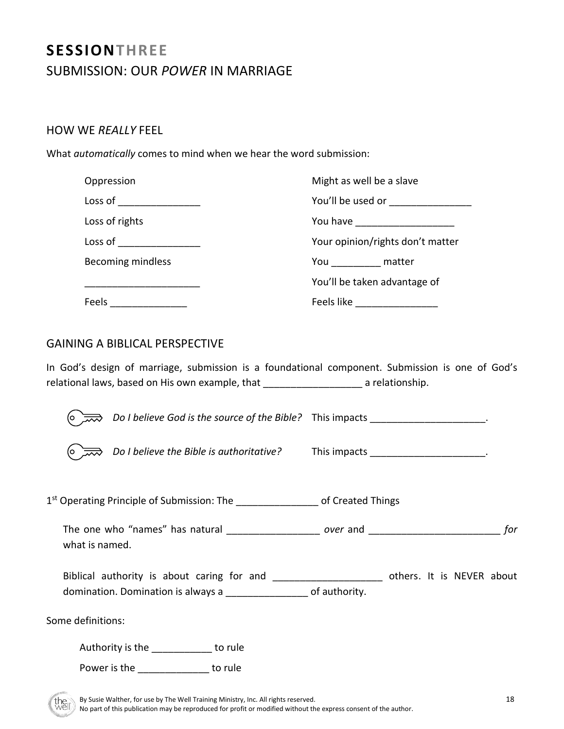# **SESSION**THREE

## SUBMISSION: OUR *POWER* IN MARRIAGE

### HOW WE *REALLY* FEEL

What *automatically* comes to mind when we hear the word submission:

| | |
|---|---|
| Oppression | Might as well be a slave |
| Loss of _______________ | You'll be used or _______________ |
| Loss of rights | You have __________________ |
| Loss of _______________ | Your opinion/rights don't matter |
| Becoming mindless | You _________ matter |
| _____________________ | You'll be taken advantage of |
| Feels ______________ | Feels like _______________ |

### GAINING A BIBLICAL PERSPECTIVE

In God's design of marriage, submission is a foundational component. Submission is one of God's relational laws, based on His own example, that _________________ a relationship.

*Do I believe God is the source of the Bible?* This impacts _____________________.

*Do I believe the Bible is authoritative?* This impacts _____________________.

1st Operating Principle of Submission: The _______________ of Created Things

The one who "names" has natural _________________ *over* and ________________________ *for* what is named.

Biblical authority is about caring for and ____________________ others. It is NEVER about domination. Domination is always a _______________ of authority.

Some definitions:

Authority is the ___________ to rule

Power is the _____________ to rule

By Susie Walther, for use by The Well Training Ministry, Inc. All rights reserved.
No part of this publication may be reproduced for profit or modified without the express consent of the author.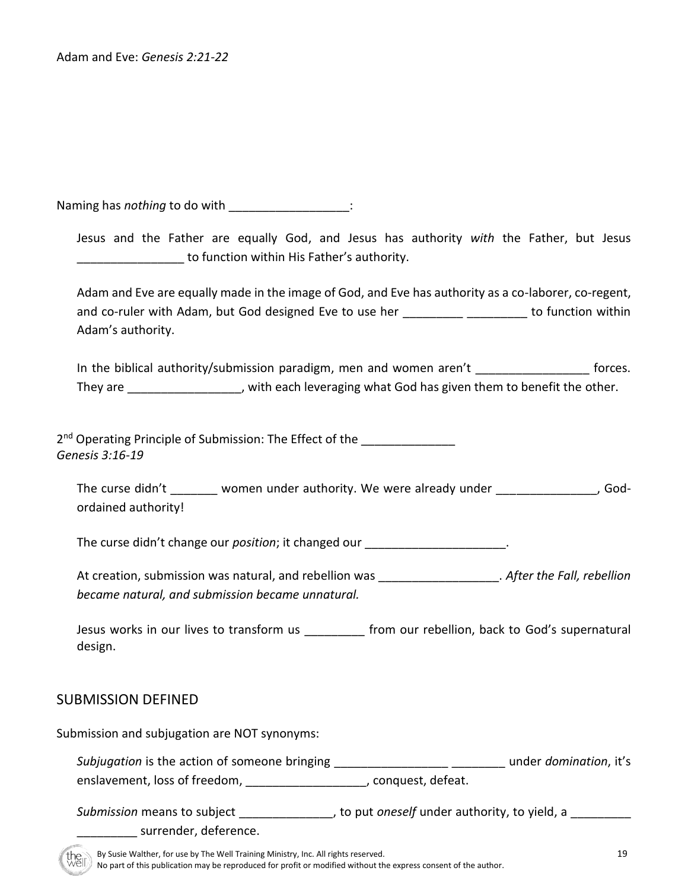Adam and Eve: *Genesis 2:21-22*

Naming has *nothing* to do with __________________:

Jesus and the Father are equally God, and Jesus has authority *with* the Father, but Jesus ________________ to function within His Father's authority.

Adam and Eve are equally made in the image of God, and Eve has authority as a co-laborer, co-regent, and co-ruler with Adam, but God designed Eve to use her _________ _________ to function within Adam's authority.

In the biblical authority/submission paradigm, men and women aren't _________________ forces. They are _________________, with each leveraging what God has given them to benefit the other.

2nd Operating Principle of Submission: The Effect of the ______________
*Genesis 3:16-19*

The curse didn't _______ women under authority. We were already under _______________, God-ordained authority!

The curse didn't change our *position*; it changed our _____________________.

At creation, submission was natural, and rebellion was __________________. *After the Fall, rebellion became natural, and submission became unnatural.*

Jesus works in our lives to transform us _________ from our rebellion, back to God's supernatural design.

## SUBMISSION DEFINED

Submission and subjugation are NOT synonyms:

*Subjugation* is the action of someone bringing _________________ ________ under *domination*, it's enslavement, loss of freedom, __________________, conquest, defeat.

*Submission* means to subject ______________, to put *oneself* under authority, to yield, a _________ _________ surrender, deference.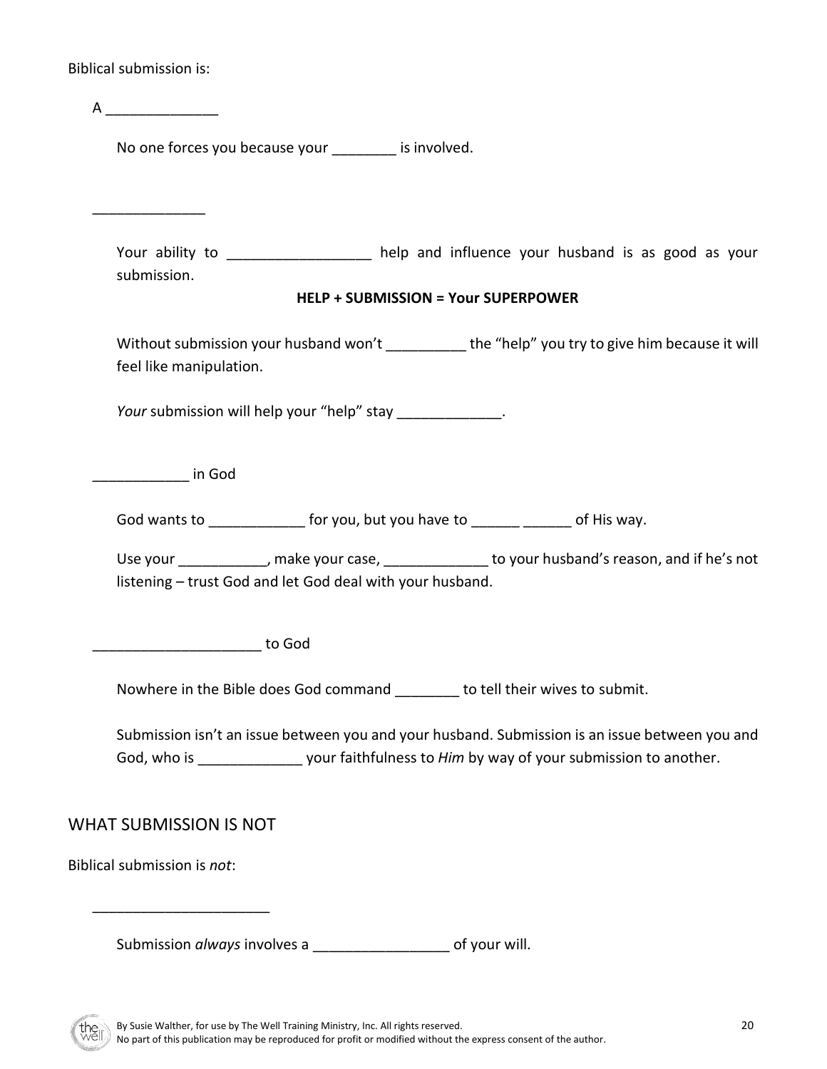Biblical submission is:

A ______________

No one forces you because your ________ is involved.

______________

Your ability to __________________ help and influence your husband is as good as your submission.

**HELP + SUBMISSION = Your SUPERPOWER**

Without submission your husband won't __________ the "help" you try to give him because it will feel like manipulation.

*Your* submission will help your "help" stay _____________.

____________ in God

God wants to ____________ for you, but you have to ______ ______ of His way.

Use your ___________, make your case, _____________ to your husband's reason, and if he's not listening – trust God and let God deal with your husband.

_____________________ to God

Nowhere in the Bible does God command ________ to tell their wives to submit.

Submission isn't an issue between you and your husband. Submission is an issue between you and God, who is _____________ your faithfulness to *Him* by way of your submission to another.

## WHAT SUBMISSION IS NOT

Biblical submission is *not*:

______________________

Submission *always* involves a _________________ of your will.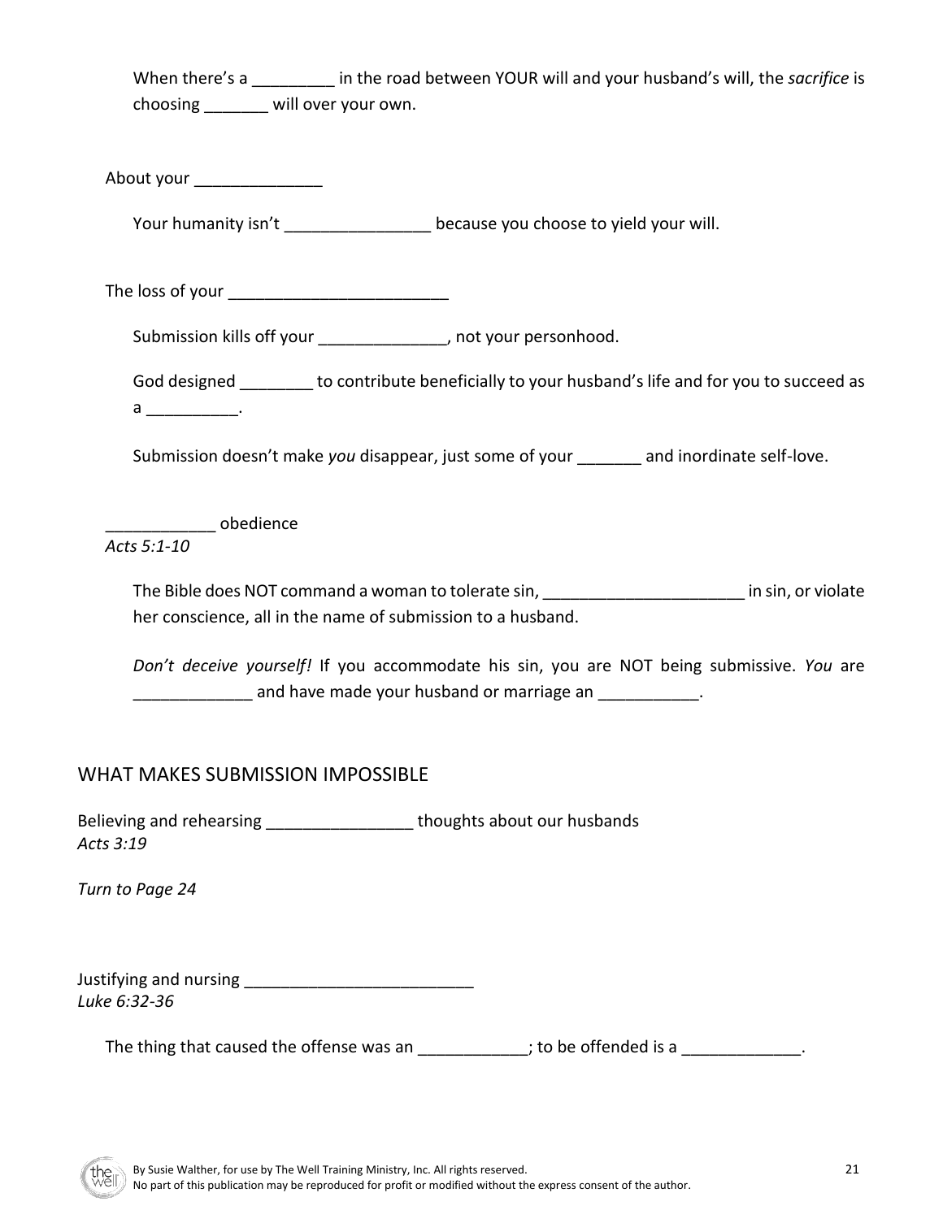When there's a _________ in the road between YOUR will and your husband's will, the *sacrifice* is choosing _______ will over your own.

About your ______________

Your humanity isn't ________________ because you choose to yield your will.

The loss of your ________________________

Submission kills off your ______________, not your personhood.

God designed ________ to contribute beneficially to your husband's life and for you to succeed as a __________.

Submission doesn't make *you* disappear, just some of your _______ and inordinate self-love.

____________ obedience
*Acts 5:1-10*

The Bible does NOT command a woman to tolerate sin, ______________________ in sin, or violate her conscience, all in the name of submission to a husband.

*Don't deceive yourself!* If you accommodate his sin, you are NOT being submissive. *You* are _____________ and have made your husband or marriage an ___________.

## WHAT MAKES SUBMISSION IMPOSSIBLE

Believing and rehearsing ________________ thoughts about our husbands
*Acts 3:19*

*Turn to Page 24*

Justifying and nursing _________________________
*Luke 6:32-36*

The thing that caused the offense was an ____________; to be offended is a _____________.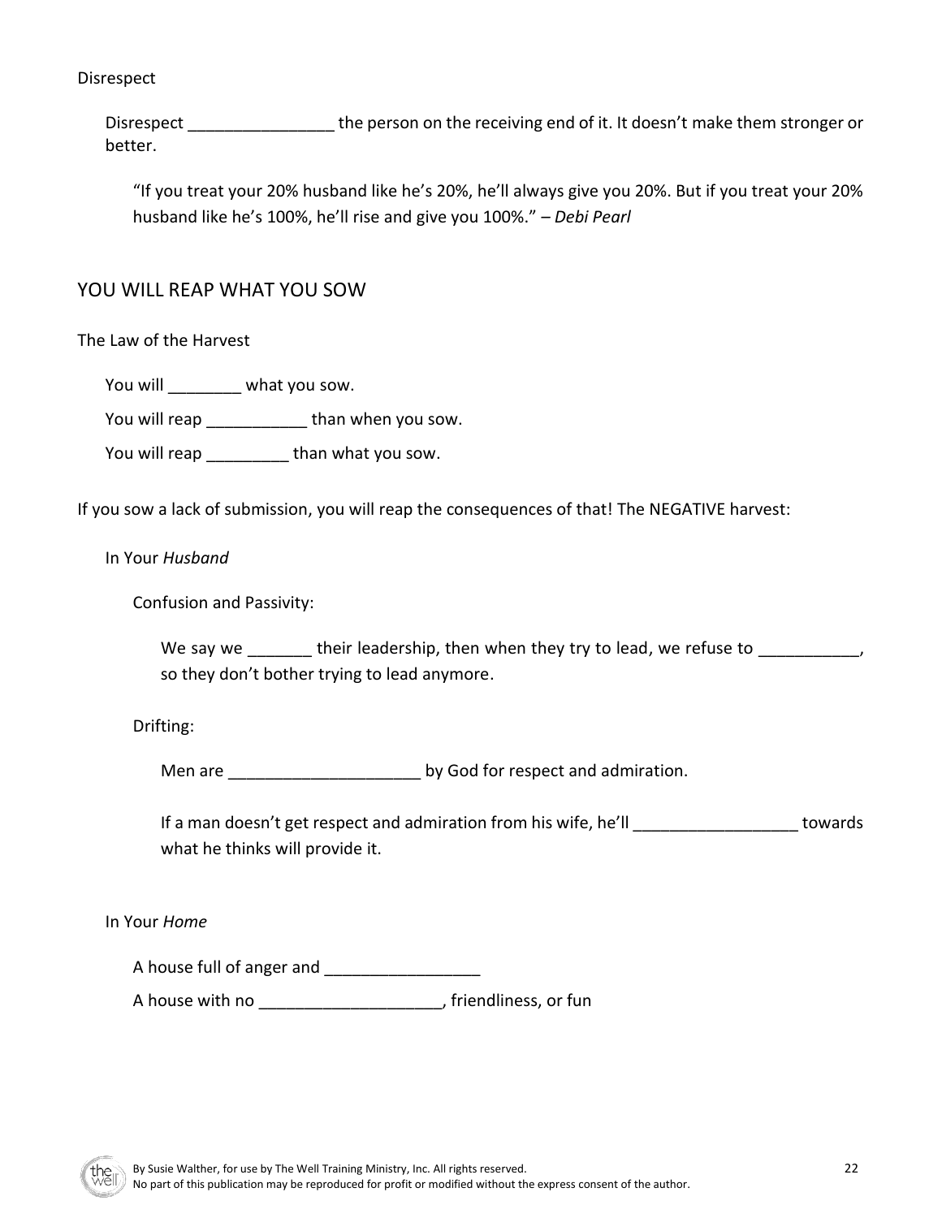Disrespect

Disrespect ________________ the person on the receiving end of it. It doesn't make them stronger or better.

"If you treat your 20% husband like he's 20%, he'll always give you 20%. But if you treat your 20% husband like he's 100%, he'll rise and give you 100%." – *Debi Pearl*

## YOU WILL REAP WHAT YOU SOW

The Law of the Harvest

You will ________ what you sow.

You will reap ___________ than when you sow.

You will reap _________ than what you sow.

If you sow a lack of submission, you will reap the consequences of that! The NEGATIVE harvest:

In Your *Husband*

Confusion and Passivity:

We say we _______ their leadership, then when they try to lead, we refuse to ___________, so they don't bother trying to lead anymore.

Drifting:

Men are _____________________ by God for respect and admiration.

If a man doesn't get respect and admiration from his wife, he'll __________________ towards what he thinks will provide it.

In Your *Home*

A house full of anger and _________________

A house with no ____________________, friendliness, or fun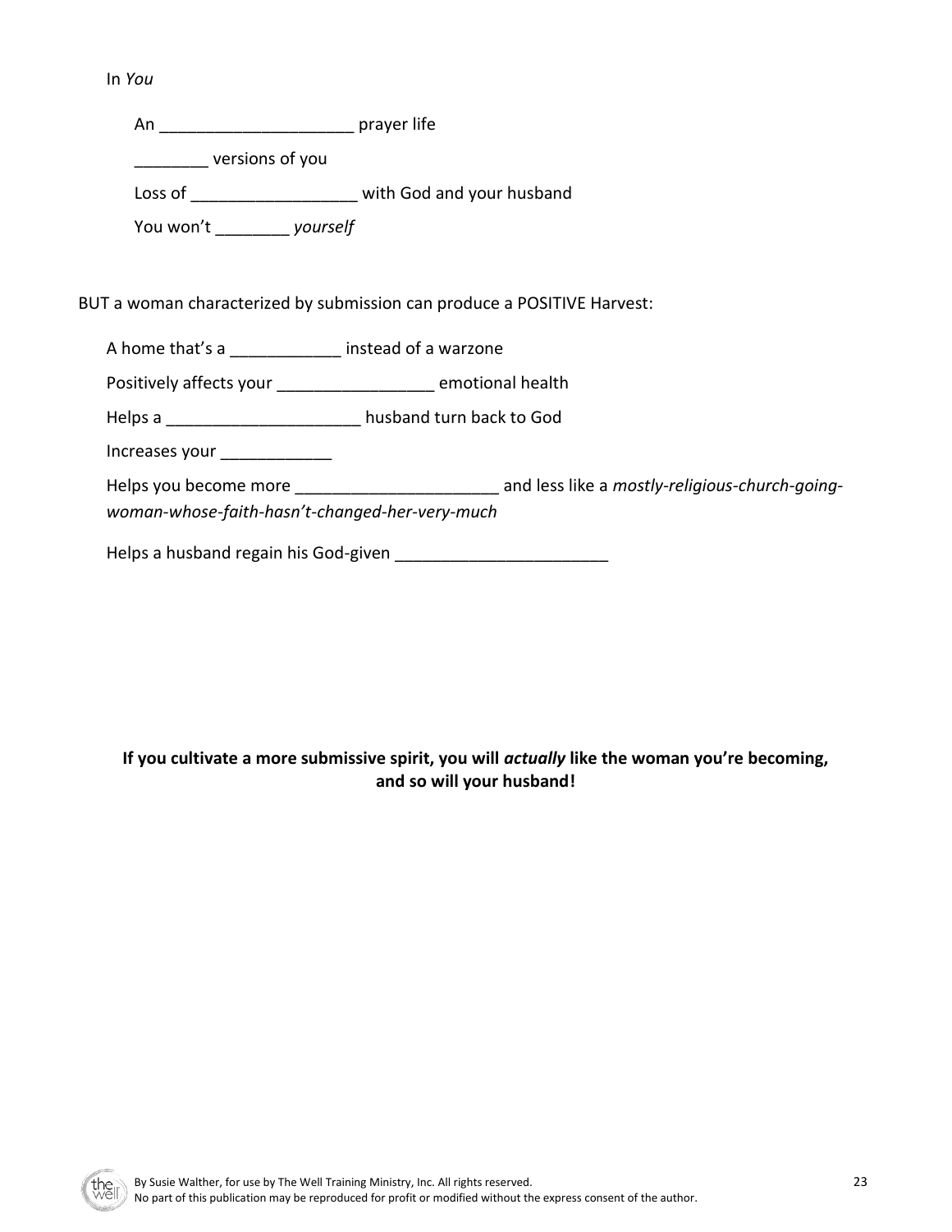In *You*

An _____________________ prayer life

________ versions of you

Loss of __________________ with God and your husband

You won't ________ *yourself*

BUT a woman characterized by submission can produce a POSITIVE Harvest:

A home that's a ____________ instead of a warzone

Positively affects your _________________ emotional health

Helps a _____________________ husband turn back to God

Increases your ____________

Helps you become more ______________________ and less like a *mostly-religious-church-going-woman-whose-faith-hasn't-changed-her-very-much*

Helps a husband regain his God-given _______________________

**If you cultivate a more submissive spirit, you will *actually* like the woman you're becoming, and so will your husband!**

By Susie Walther, for use by The Well Training Ministry, Inc. All rights reserved.
No part of this publication may be reproduced for profit or modified without the express consent of the author.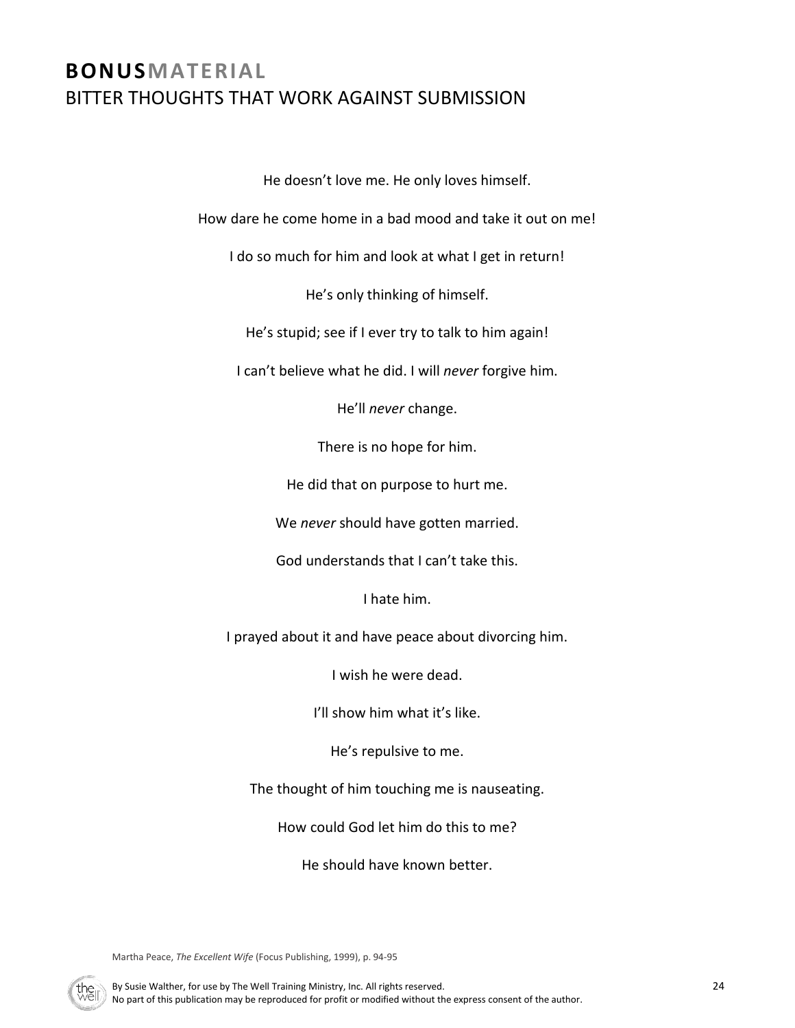# **BONUS**MATERIAL

## BITTER THOUGHTS THAT WORK AGAINST SUBMISSION

He doesn't love me. He only loves himself.

How dare he come home in a bad mood and take it out on me!

I do so much for him and look at what I get in return!

He's only thinking of himself.

He's stupid; see if I ever try to talk to him again!

I can't believe what he did. I will *never* forgive him.

He'll *never* change.

There is no hope for him.

He did that on purpose to hurt me.

We *never* should have gotten married.

God understands that I can't take this.

I hate him.

I prayed about it and have peace about divorcing him.

I wish he were dead.

I'll show him what it's like.

He's repulsive to me.

The thought of him touching me is nauseating.

How could God let him do this to me?

He should have known better.

Martha Peace, *The Excellent Wife* (Focus Publishing, 1999), p. 94-95

By Susie Walther, for use by The Well Training Ministry, Inc. All rights reserved.
No part of this publication may be reproduced for profit or modified without the express consent of the author.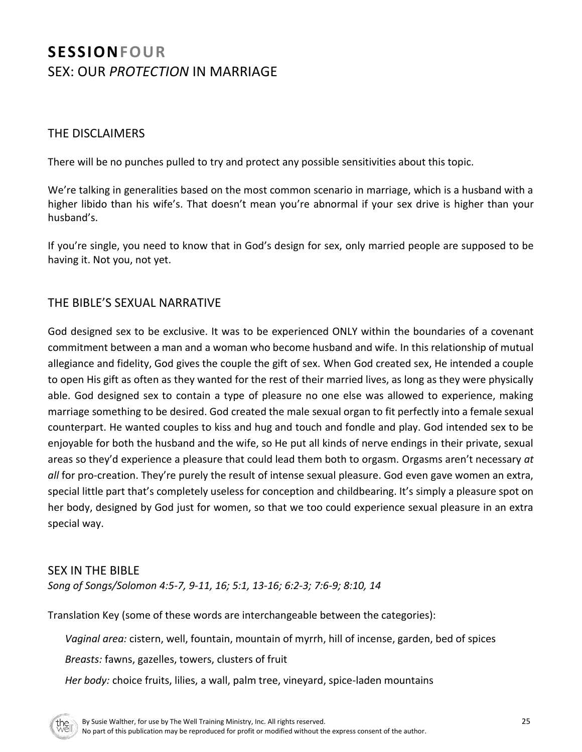# **SESSION**FOUR
## SEX: OUR *PROTECTION* IN MARRIAGE

### THE DISCLAIMERS

There will be no punches pulled to try and protect any possible sensitivities about this topic.

We're talking in generalities based on the most common scenario in marriage, which is a husband with a higher libido than his wife's. That doesn't mean you're abnormal if your sex drive is higher than your husband's.

If you're single, you need to know that in God's design for sex, only married people are supposed to be having it. Not you, not yet.

### THE BIBLE'S SEXUAL NARRATIVE

God designed sex to be exclusive. It was to be experienced ONLY within the boundaries of a covenant commitment between a man and a woman who become husband and wife. In this relationship of mutual allegiance and fidelity, God gives the couple the gift of sex. When God created sex, He intended a couple to open His gift as often as they wanted for the rest of their married lives, as long as they were physically able. God designed sex to contain a type of pleasure no one else was allowed to experience, making marriage something to be desired. God created the male sexual organ to fit perfectly into a female sexual counterpart. He wanted couples to kiss and hug and touch and fondle and play. God intended sex to be enjoyable for both the husband and the wife, so He put all kinds of nerve endings in their private, sexual areas so they'd experience a pleasure that could lead them both to orgasm. Orgasms aren't necessary *at all* for pro-creation. They're purely the result of intense sexual pleasure. God even gave women an extra, special little part that's completely useless for conception and childbearing. It's simply a pleasure spot on her body, designed by God just for women, so that we too could experience sexual pleasure in an extra special way.

### SEX IN THE BIBLE

*Song of Songs/Solomon 4:5-7, 9-11, 16; 5:1, 13-16; 6:2-3; 7:6-9; 8:10, 14*

Translation Key (some of these words are interchangeable between the categories):

*Vaginal area:* cistern, well, fountain, mountain of myrrh, hill of incense, garden, bed of spices

*Breasts:* fawns, gazelles, towers, clusters of fruit

*Her body:* choice fruits, lilies, a wall, palm tree, vineyard, spice-laden mountains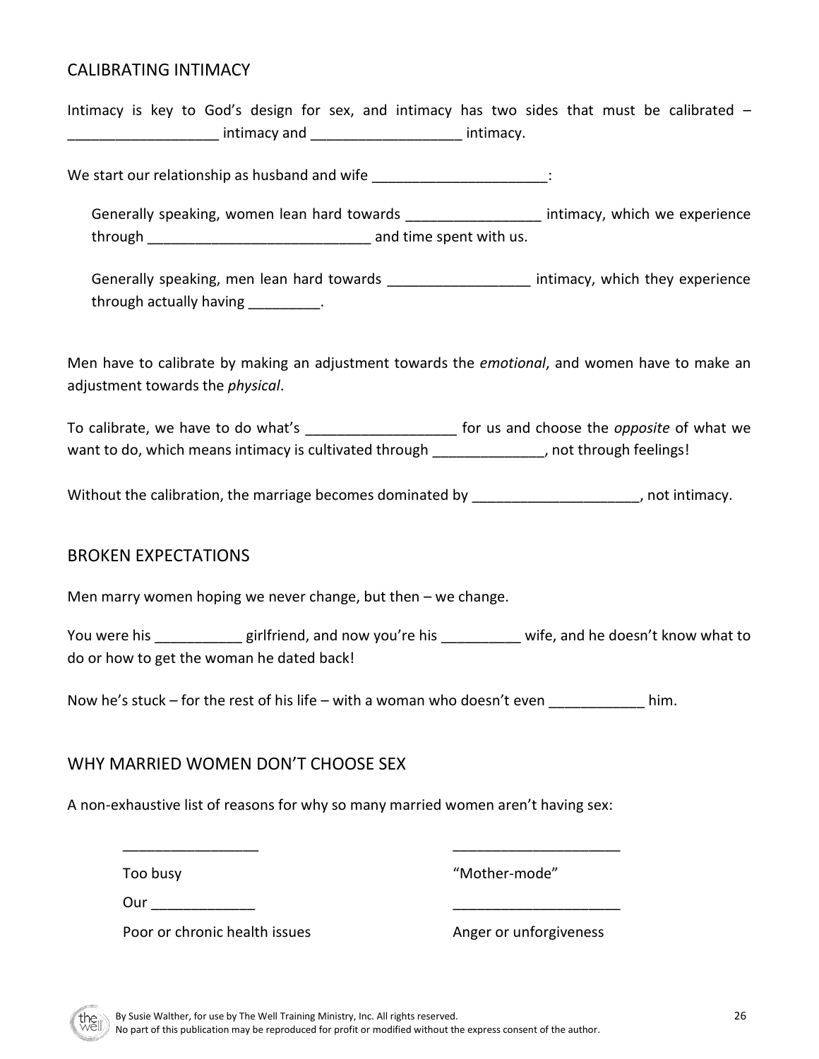## CALIBRATING INTIMACY

Intimacy is key to God's design for sex, and intimacy has two sides that must be calibrated – __________________ intimacy and __________________ intimacy.

We start our relationship as husband and wife ______________________:

> Generally speaking, women lean hard towards _________________ intimacy, which we experience through ____________________________ and time spent with us.
>
> Generally speaking, men lean hard towards __________________ intimacy, which they experience through actually having _________.

Men have to calibrate by making an adjustment towards the *emotional*, and women have to make an adjustment towards the *physical*.

To calibrate, we have to do what's ___________________ for us and choose the *opposite* of what we want to do, which means intimacy is cultivated through ______________, not through feelings!

Without the calibration, the marriage becomes dominated by _____________________, not intimacy.

## BROKEN EXPECTATIONS

Men marry women hoping we never change, but then – we change.

You were his ___________ girlfriend, and now you're his __________ wife, and he doesn't know what to do or how to get the woman he dated back!

Now he's stuck – for the rest of his life – with a woman who doesn't even ____________ him.

## WHY MARRIED WOMEN DON'T CHOOSE SEX

A non-exhaustive list of reasons for why so many married women aren't having sex:

| | |
|---|---|
| _________________ | _____________________ |
| Too busy | "Mother-mode" |
| Our _____________ | _____________________ |
| Poor or chronic health issues | Anger or unforgiveness |

By Susie Walther, for use by The Well Training Ministry, Inc. All rights reserved.
No part of this publication may be reproduced for profit or modified without the express consent of the author.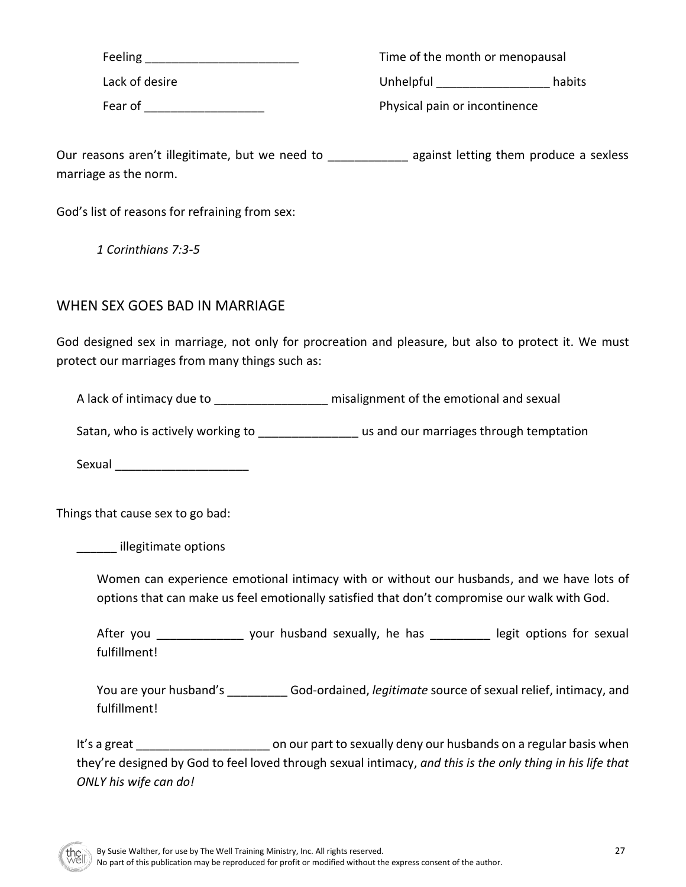Feeling _______________________

Time of the month or menopausal

Lack of desire

Unhelpful _________________ habits

Fear of __________________

Physical pain or incontinence

Our reasons aren't illegitimate, but we need to ____________ against letting them produce a sexless marriage as the norm.

God's list of reasons for refraining from sex:

*1 Corinthians 7:3-5*

## WHEN SEX GOES BAD IN MARRIAGE

God designed sex in marriage, not only for procreation and pleasure, but also to protect it. We must protect our marriages from many things such as:

A lack of intimacy due to _________________ misalignment of the emotional and sexual

Satan, who is actively working to _______________ us and our marriages through temptation

Sexual ____________________

Things that cause sex to go bad:

______ illegitimate options

Women can experience emotional intimacy with or without our husbands, and we have lots of options that can make us feel emotionally satisfied that don't compromise our walk with God.

After you _____________ your husband sexually, he has _________ legit options for sexual fulfillment!

You are your husband's _________ God-ordained, *legitimate* source of sexual relief, intimacy, and fulfillment!

It's a great ____________________ on our part to sexually deny our husbands on a regular basis when they're designed by God to feel loved through sexual intimacy, *and this is the only thing in his life that ONLY his wife can do!*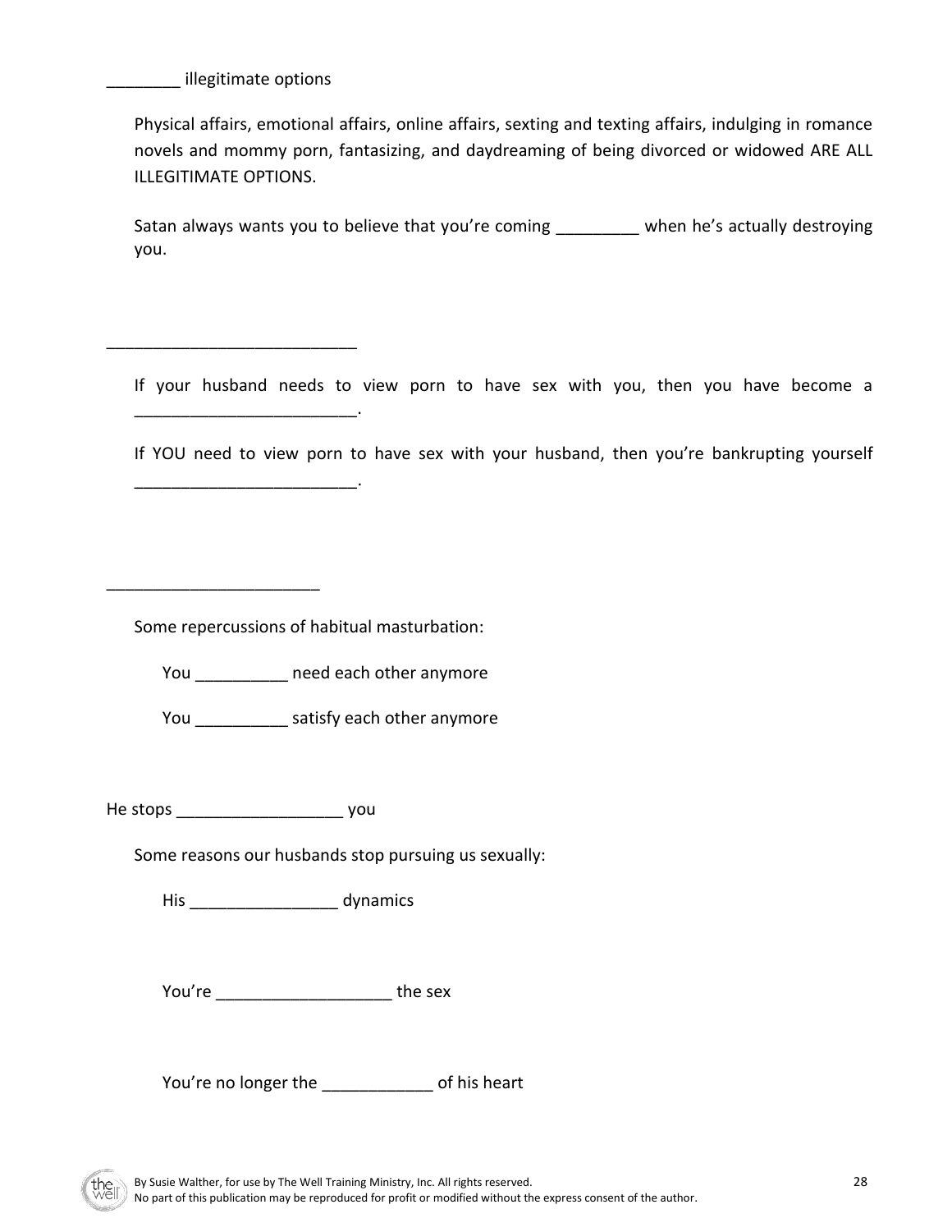________ illegitimate options

Physical affairs, emotional affairs, online affairs, sexting and texting affairs, indulging in romance novels and mommy porn, fantasizing, and daydreaming of being divorced or widowed ARE ALL ILLEGITIMATE OPTIONS.

Satan always wants you to believe that you're coming _________ when he's actually destroying you.

___________________________

If your husband needs to view porn to have sex with you, then you have become a ________________________.

If YOU need to view porn to have sex with your husband, then you're bankrupting yourself ________________________.

_______________________

Some repercussions of habitual masturbation:

You __________ need each other anymore

You __________ satisfy each other anymore

He stops __________________ you

Some reasons our husbands stop pursuing us sexually:

His ________________ dynamics

You're ___________________ the sex

You're no longer the ____________ of his heart

By Susie Walther, for use by The Well Training Ministry, Inc. All rights reserved.
No part of this publication may be reproduced for profit or modified without the express consent of the author.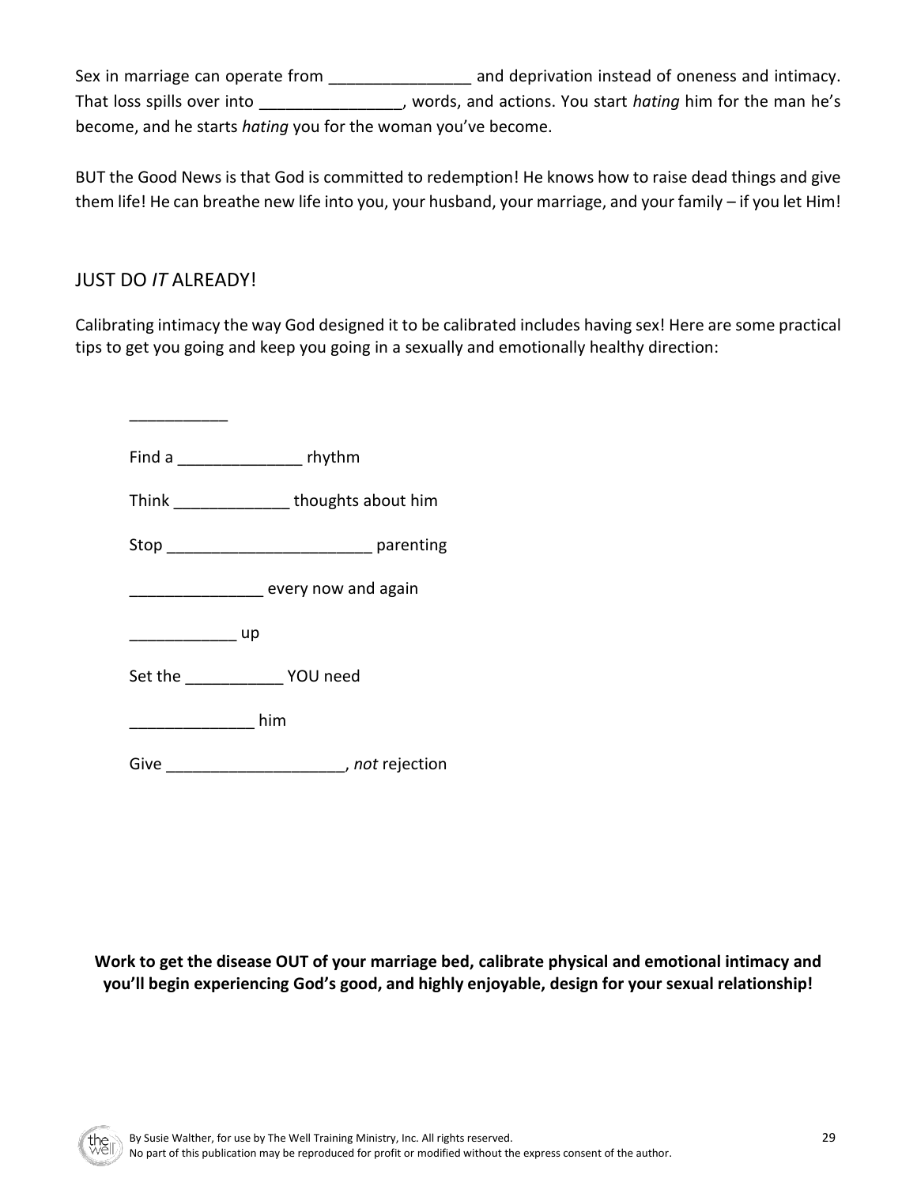Sex in marriage can operate from ________________ and deprivation instead of oneness and intimacy. That loss spills over into ________________, words, and actions. You start *hating* him for the man he's become, and he starts *hating* you for the woman you've become.

BUT the Good News is that God is committed to redemption! He knows how to raise dead things and give them life! He can breathe new life into you, your husband, your marriage, and your family – if you let Him!

## JUST DO *IT* ALREADY!

Calibrating intimacy the way God designed it to be calibrated includes having sex! Here are some practical tips to get you going and keep you going in a sexually and emotionally healthy direction:

___________

Find a ______________ rhythm

Think _____________ thoughts about him

Stop _______________________ parenting

_______________ every now and again

____________ up

Set the ___________ YOU need

______________ him

Give ____________________, *not* rejection

**Work to get the disease OUT of your marriage bed, calibrate physical and emotional intimacy and you'll begin experiencing God's good, and highly enjoyable, design for your sexual relationship!**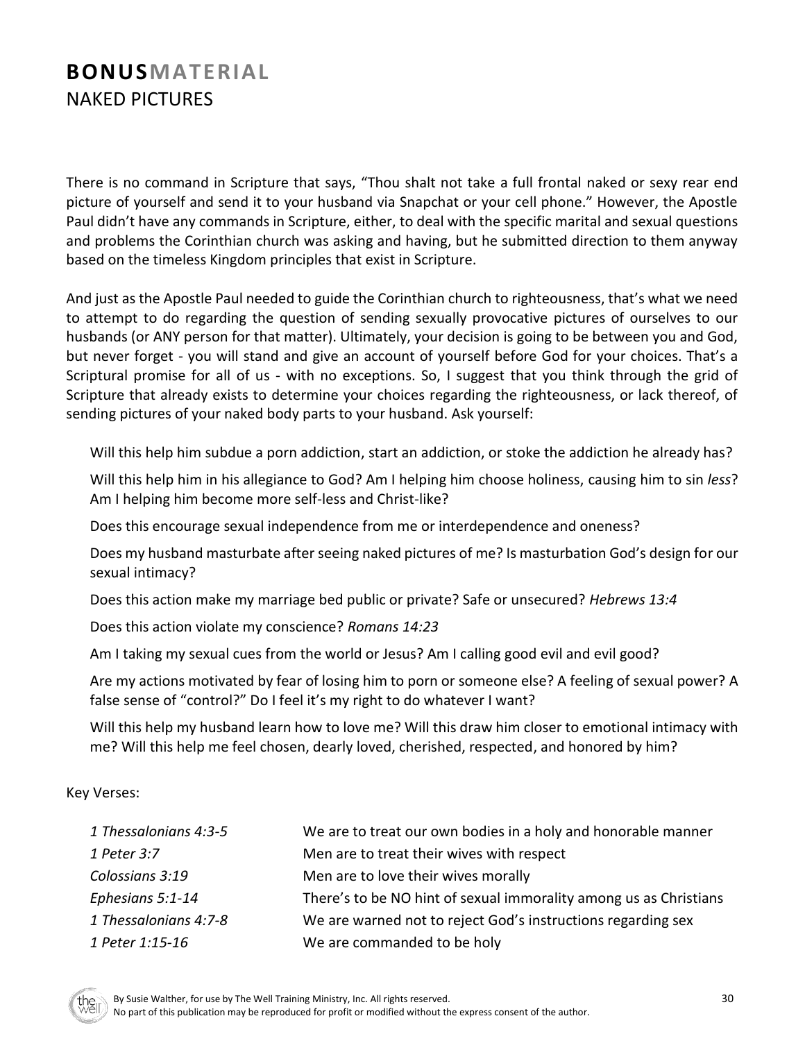# **BONUS**MATERIAL

## NAKED PICTURES

There is no command in Scripture that says, "Thou shalt not take a full frontal naked or sexy rear end picture of yourself and send it to your husband via Snapchat or your cell phone." However, the Apostle Paul didn't have any commands in Scripture, either, to deal with the specific marital and sexual questions and problems the Corinthian church was asking and having, but he submitted direction to them anyway based on the timeless Kingdom principles that exist in Scripture.

And just as the Apostle Paul needed to guide the Corinthian church to righteousness, that's what we need to attempt to do regarding the question of sending sexually provocative pictures of ourselves to our husbands (or ANY person for that matter). Ultimately, your decision is going to be between you and God, but never forget - you will stand and give an account of yourself before God for your choices. That's a Scriptural promise for all of us - with no exceptions. So, I suggest that you think through the grid of Scripture that already exists to determine your choices regarding the righteousness, or lack thereof, of sending pictures of your naked body parts to your husband. Ask yourself:

Will this help him subdue a porn addiction, start an addiction, or stoke the addiction he already has?

Will this help him in his allegiance to God? Am I helping him choose holiness, causing him to sin *less*? Am I helping him become more self-less and Christ-like?

Does this encourage sexual independence from me or interdependence and oneness?

Does my husband masturbate after seeing naked pictures of me? Is masturbation God's design for our sexual intimacy?

Does this action make my marriage bed public or private? Safe or unsecured? *Hebrews 13:4*

Does this action violate my conscience? *Romans 14:23*

Am I taking my sexual cues from the world or Jesus? Am I calling good evil and evil good?

Are my actions motivated by fear of losing him to porn or someone else? A feeling of sexual power? A false sense of "control?" Do I feel it's my right to do whatever I want?

Will this help my husband learn how to love me? Will this draw him closer to emotional intimacy with me? Will this help me feel chosen, dearly loved, cherished, respected, and honored by him?

Key Verses:

| | |
|---|---|
| *1 Thessalonians 4:3-5* | We are to treat our own bodies in a holy and honorable manner |
| *1 Peter 3:7* | Men are to treat their wives with respect |
| *Colossians 3:19* | Men are to love their wives morally |
| *Ephesians 5:1-14* | There's to be NO hint of sexual immorality among us as Christians |
| *1 Thessalonians 4:7-8* | We are warned not to reject God's instructions regarding sex |
| *1 Peter 1:15-16* | We are commanded to be holy |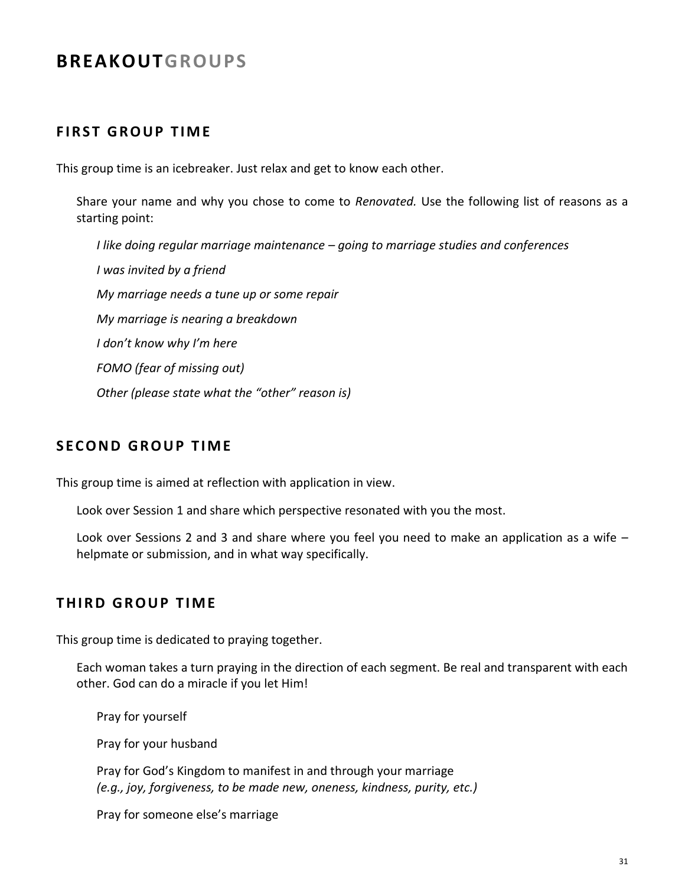# BREAKOUTGROUPS

## FIRST GROUP TIME

This group time is an icebreaker. Just relax and get to know each other.

Share your name and why you chose to come to *Renovated.* Use the following list of reasons as a starting point:

*I like doing regular marriage maintenance – going to marriage studies and conferences*

*I was invited by a friend*

*My marriage needs a tune up or some repair*

*My marriage is nearing a breakdown*

*I don't know why I'm here*

*FOMO (fear of missing out)*

*Other (please state what the "other" reason is)*

## SECOND GROUP TIME

This group time is aimed at reflection with application in view.

Look over Session 1 and share which perspective resonated with you the most.

Look over Sessions 2 and 3 and share where you feel you need to make an application as a wife – helpmate or submission, and in what way specifically.

## THIRD GROUP TIME

This group time is dedicated to praying together.

Each woman takes a turn praying in the direction of each segment. Be real and transparent with each other. God can do a miracle if you let Him!

Pray for yourself

Pray for your husband

Pray for God's Kingdom to manifest in and through your marriage
*(e.g., joy, forgiveness, to be made new, oneness, kindness, purity, etc.)*

Pray for someone else's marriage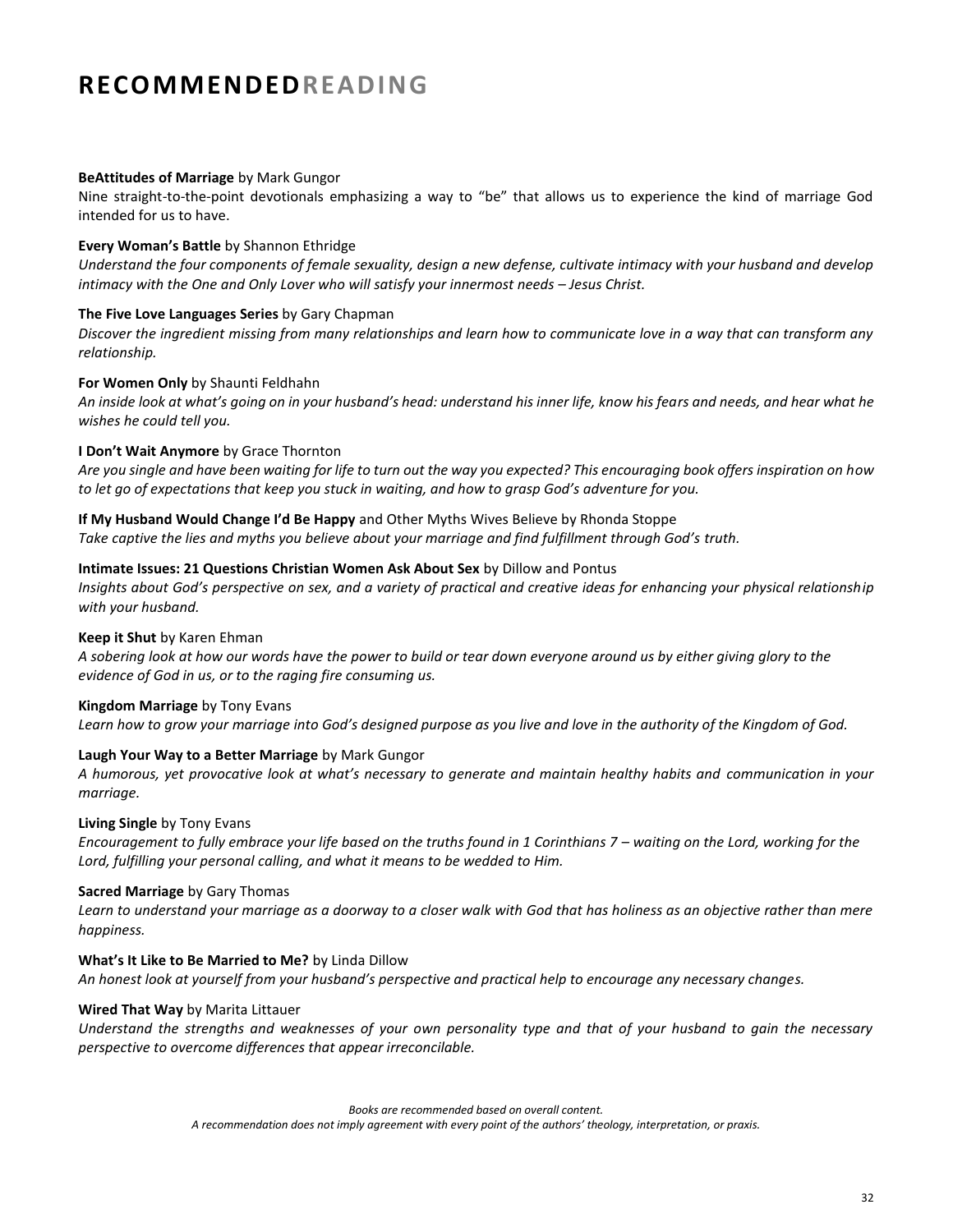# RECOMMENDEDREADING

**BeAttitudes of Marriage** by Mark Gungor
Nine straight-to-the-point devotionals emphasizing a way to "be" that allows us to experience the kind of marriage God intended for us to have.

**Every Woman's Battle** by Shannon Ethridge
*Understand the four components of female sexuality, design a new defense, cultivate intimacy with your husband and develop intimacy with the One and Only Lover who will satisfy your innermost needs – Jesus Christ.*

**The Five Love Languages Series** by Gary Chapman
*Discover the ingredient missing from many relationships and learn how to communicate love in a way that can transform any relationship.*

**For Women Only** by Shaunti Feldhahn
*An inside look at what's going on in your husband's head: understand his inner life, know his fears and needs, and hear what he wishes he could tell you.*

**I Don't Wait Anymore** by Grace Thornton
*Are you single and have been waiting for life to turn out the way you expected? This encouraging book offers inspiration on how to let go of expectations that keep you stuck in waiting, and how to grasp God's adventure for you.*

**If My Husband Would Change I'd Be Happy** and Other Myths Wives Believe by Rhonda Stoppe
*Take captive the lies and myths you believe about your marriage and find fulfillment through God's truth.*

**Intimate Issues: 21 Questions Christian Women Ask About Sex** by Dillow and Pontus
*Insights about God's perspective on sex, and a variety of practical and creative ideas for enhancing your physical relationship with your husband.*

**Keep it Shut** by Karen Ehman
*A sobering look at how our words have the power to build or tear down everyone around us by either giving glory to the evidence of God in us, or to the raging fire consuming us.*

**Kingdom Marriage** by Tony Evans
*Learn how to grow your marriage into God's designed purpose as you live and love in the authority of the Kingdom of God.*

**Laugh Your Way to a Better Marriage** by Mark Gungor
*A humorous, yet provocative look at what's necessary to generate and maintain healthy habits and communication in your marriage.*

**Living Single** by Tony Evans
*Encouragement to fully embrace your life based on the truths found in 1 Corinthians 7 – waiting on the Lord, working for the Lord, fulfilling your personal calling, and what it means to be wedded to Him.*

**Sacred Marriage** by Gary Thomas
*Learn to understand your marriage as a doorway to a closer walk with God that has holiness as an objective rather than mere happiness.*

**What's It Like to Be Married to Me?** by Linda Dillow
*An honest look at yourself from your husband's perspective and practical help to encourage any necessary changes.*

**Wired That Way** by Marita Littauer
*Understand the strengths and weaknesses of your own personality type and that of your husband to gain the necessary perspective to overcome differences that appear irreconcilable.*

*Books are recommended based on overall content.*
*A recommendation does not imply agreement with every point of the authors' theology, interpretation, or praxis.*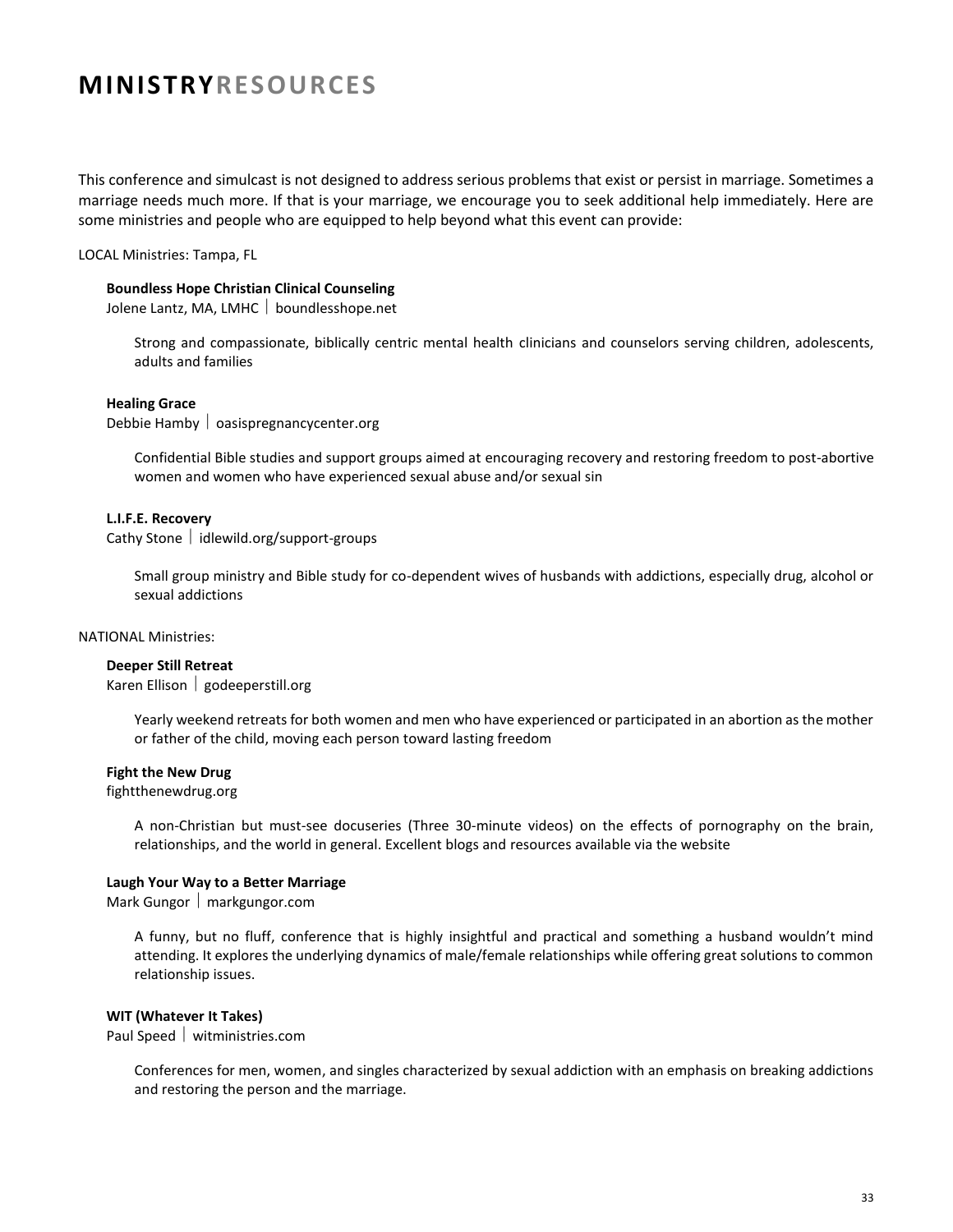# MINISTRY RESOURCES

This conference and simulcast is not designed to address serious problems that exist or persist in marriage. Sometimes a marriage needs much more. If that is your marriage, we encourage you to seek additional help immediately. Here are some ministries and people who are equipped to help beyond what this event can provide:

LOCAL Ministries: Tampa, FL

**Boundless Hope Christian Clinical Counseling**
Jolene Lantz, MA, LMHC | boundlesshope.net

> Strong and compassionate, biblically centric mental health clinicians and counselors serving children, adolescents, adults and families

**Healing Grace**
Debbie Hamby | oasispregnancycenter.org

> Confidential Bible studies and support groups aimed at encouraging recovery and restoring freedom to post-abortive women and women who have experienced sexual abuse and/or sexual sin

**L.I.F.E. Recovery**
Cathy Stone | idlewild.org/support-groups

> Small group ministry and Bible study for co-dependent wives of husbands with addictions, especially drug, alcohol or sexual addictions

NATIONAL Ministries:

**Deeper Still Retreat**
Karen Ellison | godeeperstill.org

> Yearly weekend retreats for both women and men who have experienced or participated in an abortion as the mother or father of the child, moving each person toward lasting freedom

**Fight the New Drug**
fightthenewdrug.org

> A non-Christian but must-see docuseries (Three 30-minute videos) on the effects of pornography on the brain, relationships, and the world in general. Excellent blogs and resources available via the website

**Laugh Your Way to a Better Marriage**
Mark Gungor | markgungor.com

> A funny, but no fluff, conference that is highly insightful and practical and something a husband wouldn't mind attending. It explores the underlying dynamics of male/female relationships while offering great solutions to common relationship issues.

**WIT (Whatever It Takes)**
Paul Speed | witministries.com

> Conferences for men, women, and singles characterized by sexual addiction with an emphasis on breaking addictions and restoring the person and the marriage.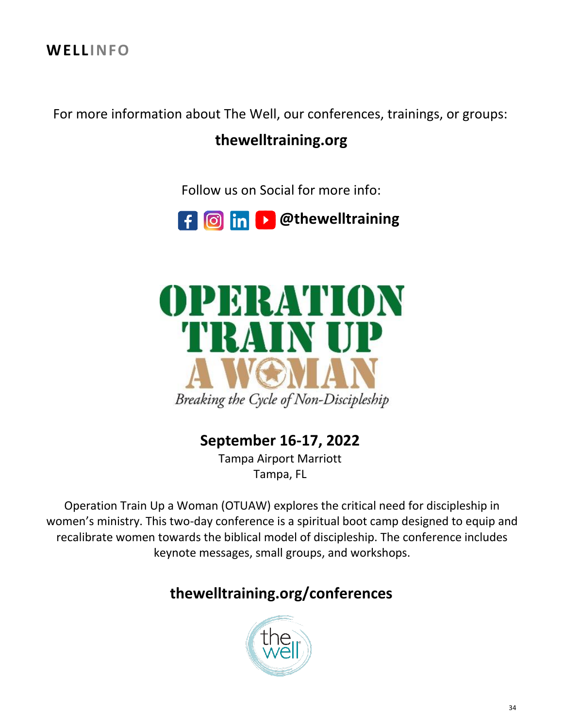## WELLINFO

For more information about The Well, our conferences, trainings, or groups:

**thewelltraining.org**

Follow us on Social for more info:

**@thewelltraining**

# OPERATION TRAIN UP A WOMAN

*Breaking the Cycle of Non-Discipleship*

**September 16-17, 2022**

Tampa Airport Marriott
Tampa, FL

Operation Train Up a Woman (OTUAW) explores the critical need for discipleship in women's ministry. This two-day conference is a spiritual boot camp designed to equip and recalibrate women towards the biblical model of discipleship. The conference includes keynote messages, small groups, and workshops.

**thewelltraining.org/conferences**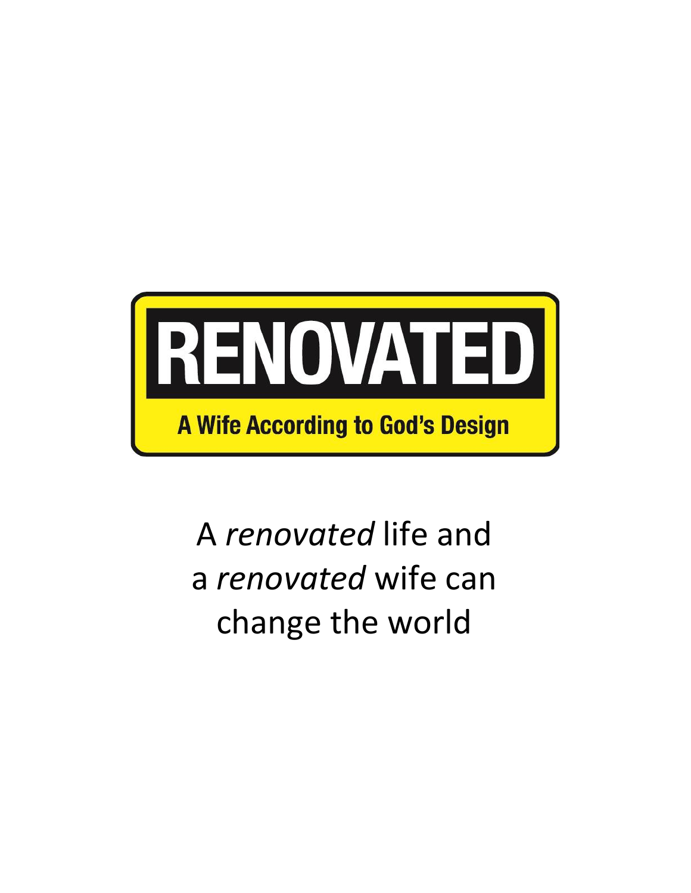# RENOVATED

**A Wife According to God's Design**

A *renovated* life and
a *renovated* wife can
change the world